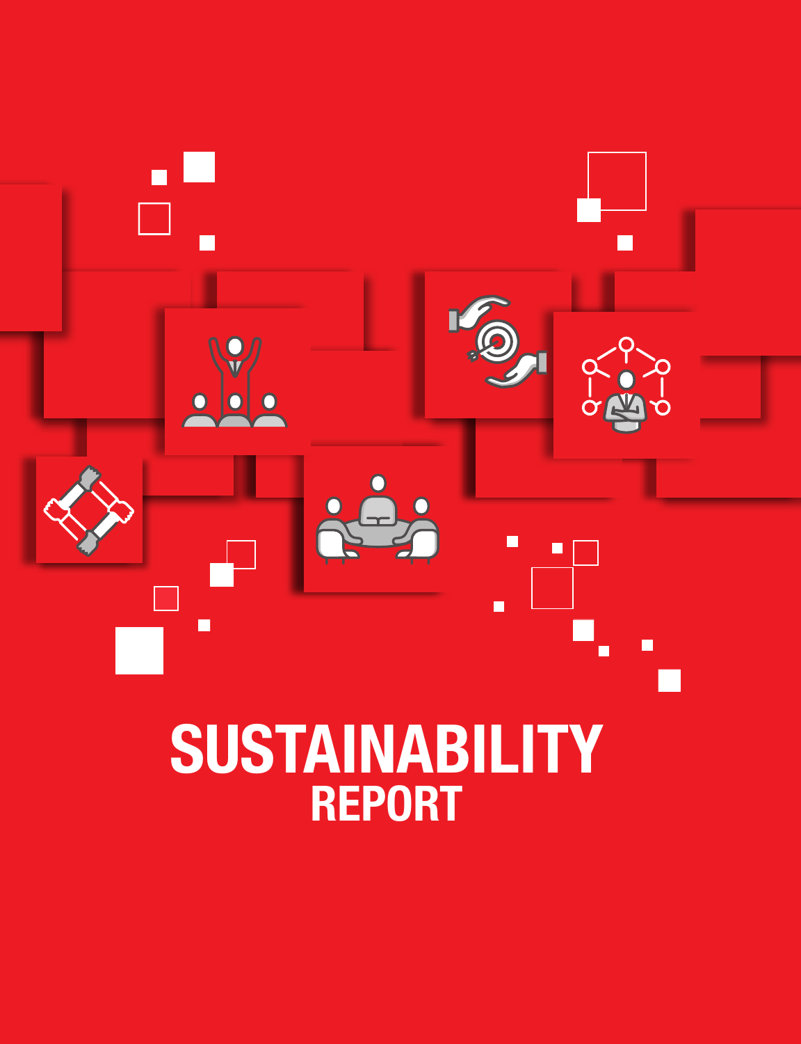# SUSTAINABILITY
## REPORT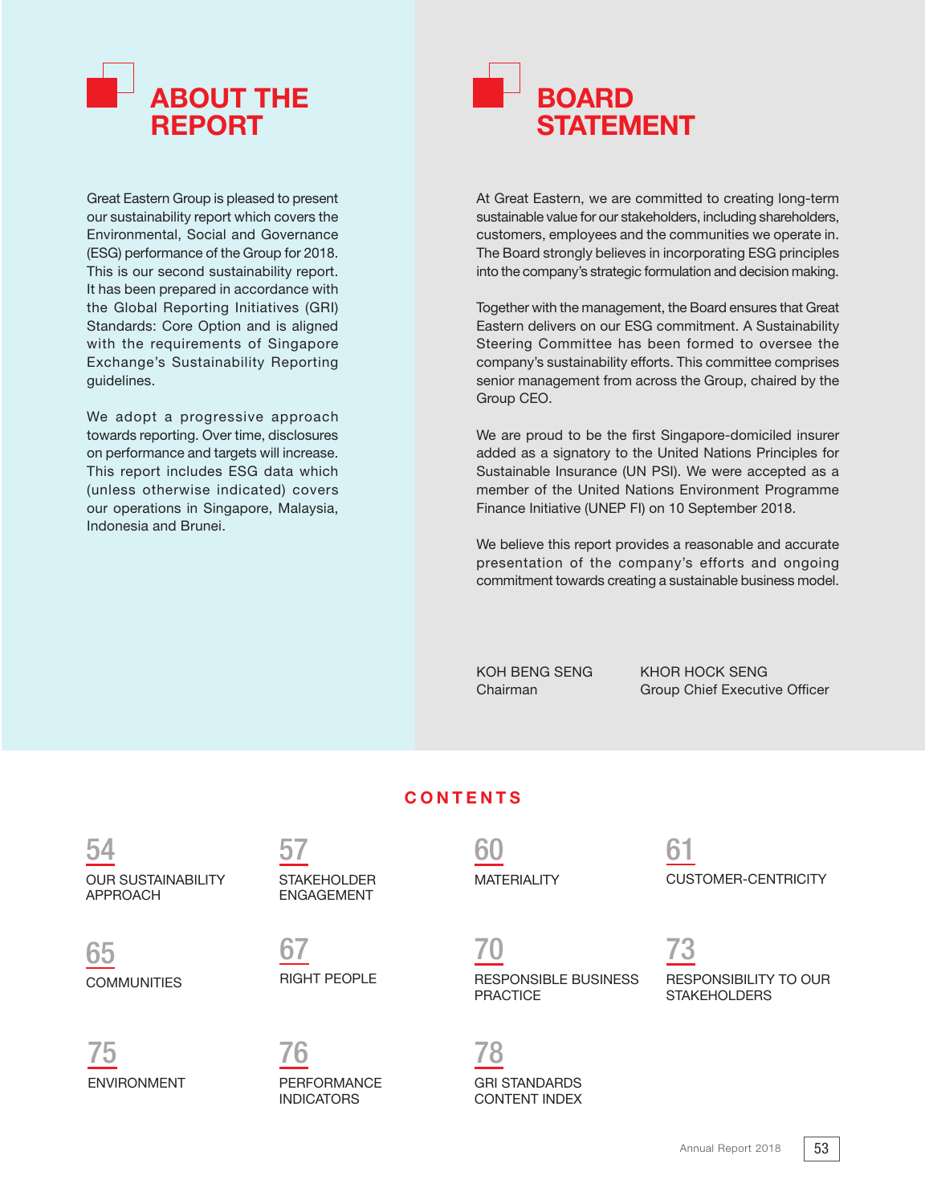# ABOUT THE REPORT

Great Eastern Group is pleased to present our sustainability report which covers the Environmental, Social and Governance (ESG) performance of the Group for 2018. This is our second sustainability report. It has been prepared in accordance with the Global Reporting Initiatives (GRI) Standards: Core Option and is aligned with the requirements of Singapore Exchange's Sustainability Reporting guidelines.

We adopt a progressive approach towards reporting. Over time, disclosures on performance and targets will increase. This report includes ESG data which (unless otherwise indicated) covers our operations in Singapore, Malaysia, Indonesia and Brunei.

# BOARD STATEMENT

At Great Eastern, we are committed to creating long-term sustainable value for our stakeholders, including shareholders, customers, employees and the communities we operate in. The Board strongly believes in incorporating ESG principles into the company's strategic formulation and decision making.

Together with the management, the Board ensures that Great Eastern delivers on our ESG commitment. A Sustainability Steering Committee has been formed to oversee the company's sustainability efforts. This committee comprises senior management from across the Group, chaired by the Group CEO.

We are proud to be the first Singapore-domiciled insurer added as a signatory to the United Nations Principles for Sustainable Insurance (UN PSI). We were accepted as a member of the United Nations Environment Programme Finance Initiative (UNEP FI) on 10 September 2018.

We believe this report provides a reasonable and accurate presentation of the company's efforts and ongoing commitment towards creating a sustainable business model.

KOH BENG SENG
Chairman

KHOR HOCK SENG
Group Chief Executive Officer

## CONTENTS

- 54 OUR SUSTAINABILITY APPROACH
- 57 STAKEHOLDER ENGAGEMENT
- 60 MATERIALITY
- 61 CUSTOMER-CENTRICITY
- 65 COMMUNITIES
- 67 RIGHT PEOPLE
- 70 RESPONSIBLE BUSINESS PRACTICE
- 73 RESPONSIBILITY TO OUR STAKEHOLDERS
- 75 ENVIRONMENT
- 76 PERFORMANCE INDICATORS
- 78 GRI STANDARDS CONTENT INDEX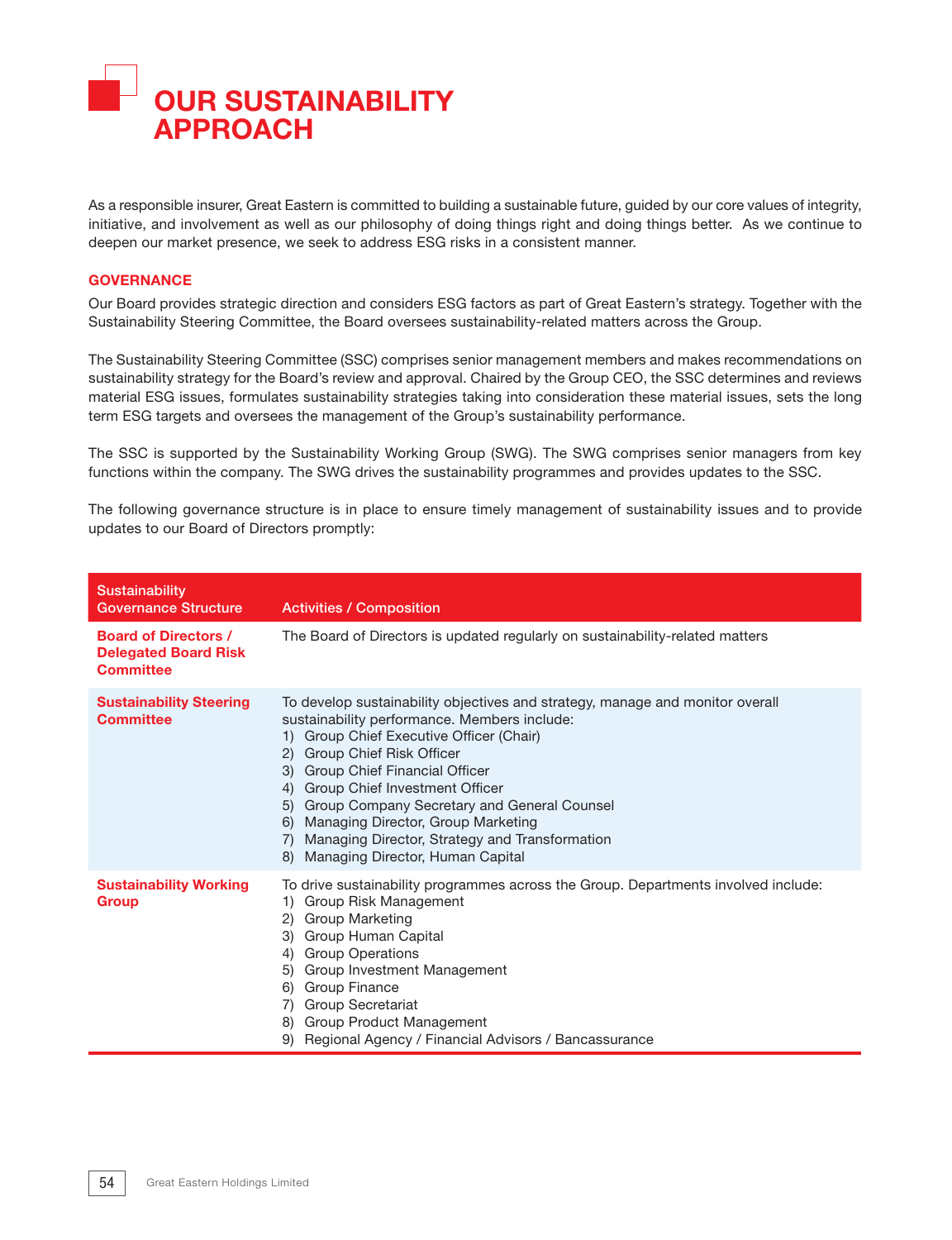# OUR SUSTAINABILITY APPROACH

As a responsible insurer, Great Eastern is committed to building a sustainable future, guided by our core values of integrity, initiative, and involvement as well as our philosophy of doing things right and doing things better. As we continue to deepen our market presence, we seek to address ESG risks in a consistent manner.

## GOVERNANCE

Our Board provides strategic direction and considers ESG factors as part of Great Eastern's strategy. Together with the Sustainability Steering Committee, the Board oversees sustainability-related matters across the Group.

The Sustainability Steering Committee (SSC) comprises senior management members and makes recommendations on sustainability strategy for the Board's review and approval. Chaired by the Group CEO, the SSC determines and reviews material ESG issues, formulates sustainability strategies taking into consideration these material issues, sets the long term ESG targets and oversees the management of the Group's sustainability performance.

The SSC is supported by the Sustainability Working Group (SWG). The SWG comprises senior managers from key functions within the company. The SWG drives the sustainability programmes and provides updates to the SSC.

The following governance structure is in place to ensure timely management of sustainability issues and to provide updates to our Board of Directors promptly:

| Sustainability Governance Structure | Activities / Composition |
|---|---|
| **Board of Directors / Delegated Board Risk Committee** | The Board of Directors is updated regularly on sustainability-related matters |
| **Sustainability Steering Committee** | To develop sustainability objectives and strategy, manage and monitor overall sustainability performance. Members include:<br>1) Group Chief Executive Officer (Chair)<br>2) Group Chief Risk Officer<br>3) Group Chief Financial Officer<br>4) Group Chief Investment Officer<br>5) Group Company Secretary and General Counsel<br>6) Managing Director, Group Marketing<br>7) Managing Director, Strategy and Transformation<br>8) Managing Director, Human Capital |
| **Sustainability Working Group** | To drive sustainability programmes across the Group. Departments involved include:<br>1) Group Risk Management<br>2) Group Marketing<br>3) Group Human Capital<br>4) Group Operations<br>5) Group Investment Management<br>6) Group Finance<br>7) Group Secretariat<br>8) Group Product Management<br>9) Regional Agency / Financial Advisors / Bancassurance |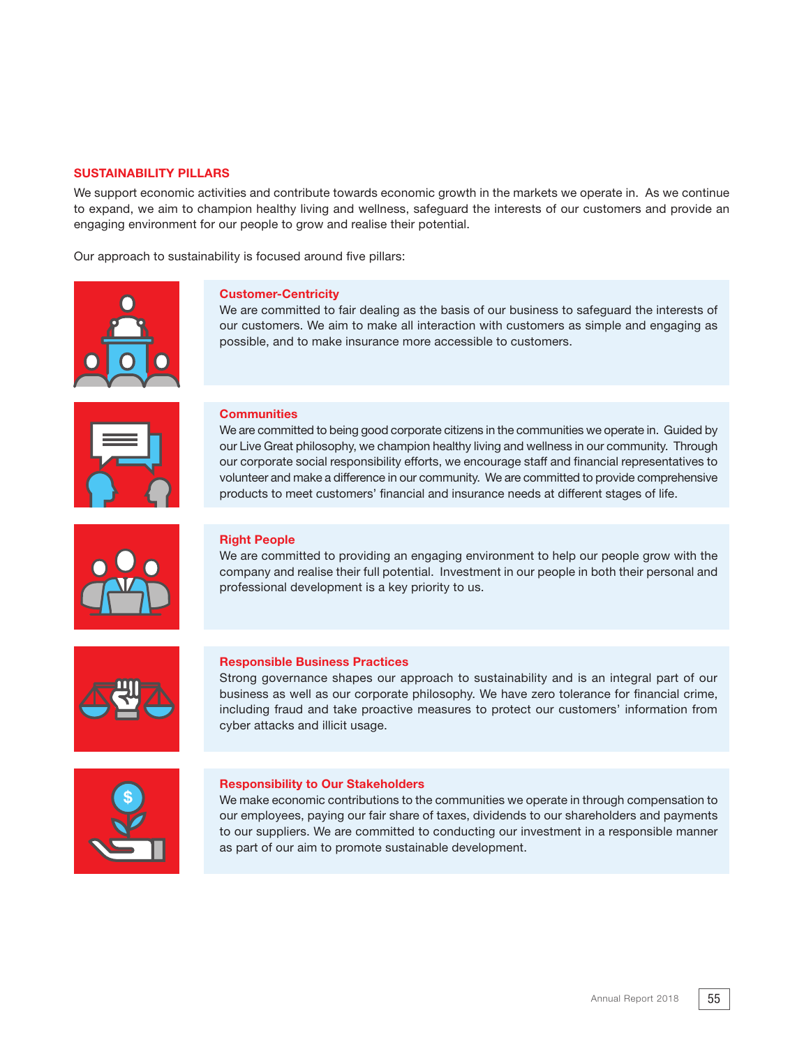## SUSTAINABILITY PILLARS

We support economic activities and contribute towards economic growth in the markets we operate in. As we continue to expand, we aim to champion healthy living and wellness, safeguard the interests of our customers and provide an engaging environment for our people to grow and realise their potential.

Our approach to sustainability is focused around five pillars:

### Customer-Centricity

We are committed to fair dealing as the basis of our business to safeguard the interests of our customers. We aim to make all interaction with customers as simple and engaging as possible, and to make insurance more accessible to customers.

### Communities

We are committed to being good corporate citizens in the communities we operate in. Guided by our Live Great philosophy, we champion healthy living and wellness in our community. Through our corporate social responsibility efforts, we encourage staff and financial representatives to volunteer and make a difference in our community. We are committed to provide comprehensive products to meet customers' financial and insurance needs at different stages of life.

### Right People

We are committed to providing an engaging environment to help our people grow with the company and realise their full potential. Investment in our people in both their personal and professional development is a key priority to us.

### Responsible Business Practices

Strong governance shapes our approach to sustainability and is an integral part of our business as well as our corporate philosophy. We have zero tolerance for financial crime, including fraud and take proactive measures to protect our customers' information from cyber attacks and illicit usage.

### Responsibility to Our Stakeholders

We make economic contributions to the communities we operate in through compensation to our employees, paying our fair share of taxes, dividends to our shareholders and payments to our suppliers. We are committed to conducting our investment in a responsible manner as part of our aim to promote sustainable development.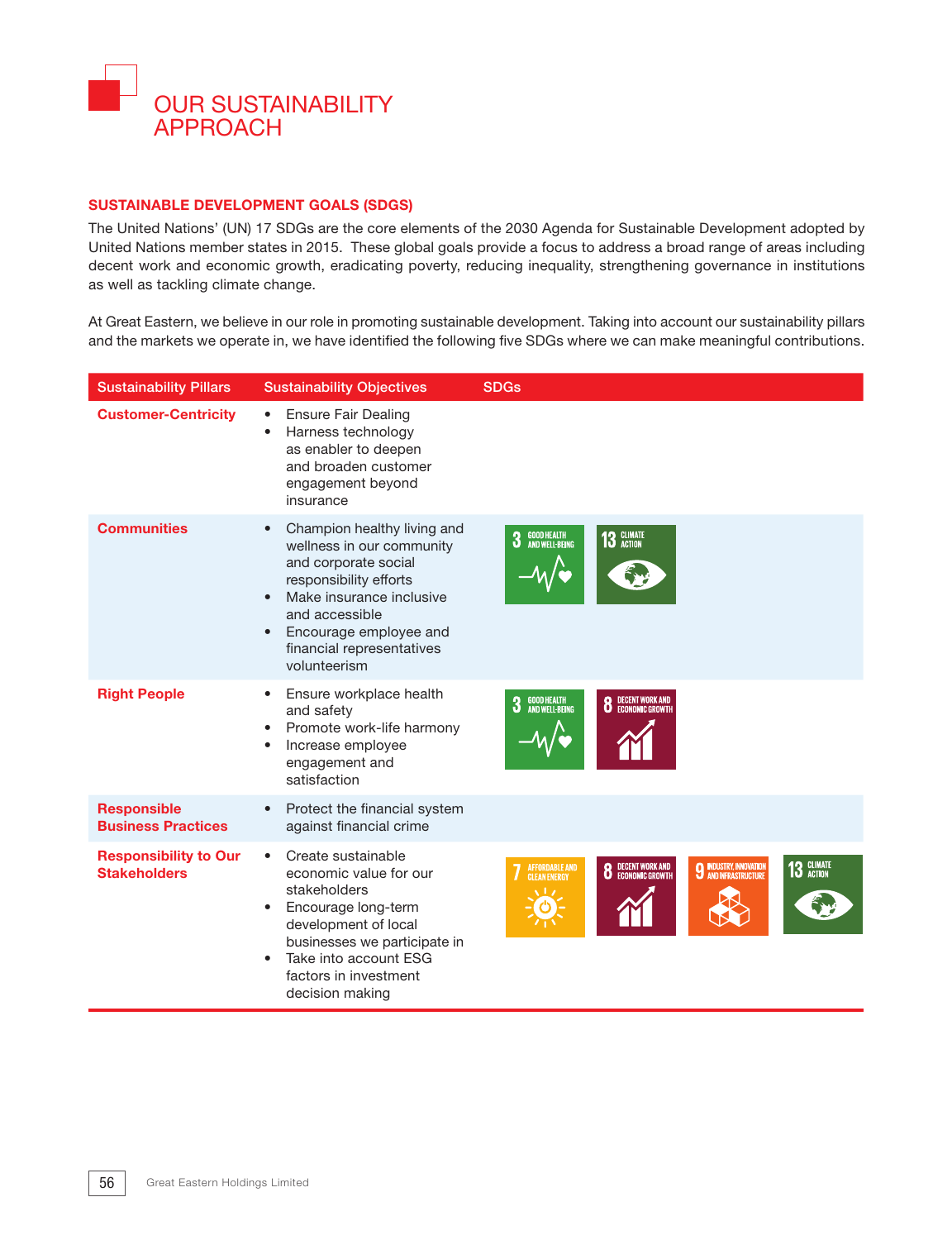# OUR SUSTAINABILITY APPROACH

## SUSTAINABLE DEVELOPMENT GOALS (SDGS)

The United Nations' (UN) 17 SDGs are the core elements of the 2030 Agenda for Sustainable Development adopted by United Nations member states in 2015. These global goals provide a focus to address a broad range of areas including decent work and economic growth, eradicating poverty, reducing inequality, strengthening governance in institutions as well as tackling climate change.

At Great Eastern, we believe in our role in promoting sustainable development. Taking into account our sustainability pillars and the markets we operate in, we have identified the following five SDGs where we can make meaningful contributions.

| Sustainability Pillars | Sustainability Objectives | SDGs |
|---|---|---|
| **Customer-Centricity** | • Ensure Fair Dealing<br>• Harness technology as enabler to deepen and broaden customer engagement beyond insurance | |
| **Communities** | • Champion healthy living and wellness in our community and corporate social responsibility efforts<br>• Make insurance inclusive and accessible<br>• Encourage employee and financial representatives volunteerism | 3 Good Health and Well-Being; 13 Climate Action |
| **Right People** | • Ensure workplace health and safety<br>• Promote work-life harmony<br>• Increase employee engagement and satisfaction | 3 Good Health and Well-Being; 8 Decent Work and Economic Growth |
| **Responsible Business Practices** | • Protect the financial system against financial crime | |
| **Responsibility to Our Stakeholders** | • Create sustainable economic value for our stakeholders<br>• Encourage long-term development of local businesses we participate in<br>• Take into account ESG factors in investment decision making | 7 Affordable and Clean Energy; 8 Decent Work and Economic Growth; 9 Industry, Innovation and Infrastructure; 13 Climate Action |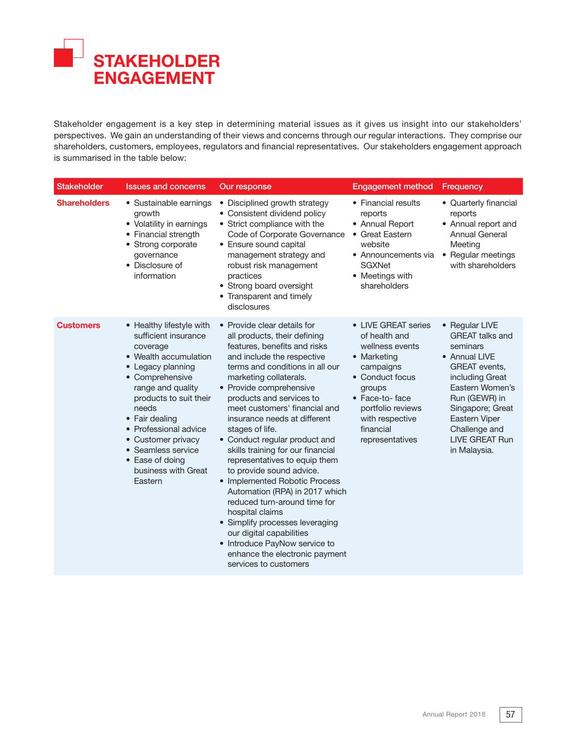# STAKEHOLDER ENGAGEMENT

Stakeholder engagement is a key step in determining material issues as it gives us insight into our stakeholders' perspectives. We gain an understanding of their views and concerns through our regular interactions. They comprise our shareholders, customers, employees, regulators and financial representatives. Our stakeholders engagement approach is summarised in the table below:

| Stakeholder | Issues and concerns | Our response | Engagement method | Frequency |
|---|---|---|---|---|
| **Shareholders** | • Sustainable earnings growth<br>• Volatility in earnings<br>• Financial strength<br>• Strong corporate governance<br>• Disclosure of information | • Disciplined growth strategy<br>• Consistent dividend policy<br>• Strict compliance with the Code of Corporate Governance<br>• Ensure sound capital management strategy and robust risk management practices<br>• Strong board oversight<br>• Transparent and timely disclosures | • Financial results reports<br>• Annual Report<br>• Great Eastern website<br>• Announcements via SGXNet<br>• Meetings with shareholders | • Quarterly financial reports<br>• Annual report and Annual General Meeting<br>• Regular meetings with shareholders |
| **Customers** | • Healthy lifestyle with sufficient insurance coverage<br>• Wealth accumulation<br>• Legacy planning<br>• Comprehensive range and quality products to suit their needs<br>• Fair dealing<br>• Professional advice<br>• Customer privacy<br>• Seamless service<br>• Ease of doing business with Great Eastern | • Provide clear details for all products, their defining features, benefits and risks and include the respective terms and conditions in all our marketing collaterals.<br>• Provide comprehensive products and services to meet customers' financial and insurance needs at different stages of life.<br>• Conduct regular product and skills training for our financial representatives to equip them to provide sound advice.<br>• Implemented Robotic Process Automation (RPA) in 2017 which reduced turn-around time for hospital claims<br>• Simplify processes leveraging our digital capabilities<br>• Introduce PayNow service to enhance the electronic payment services to customers | • LIVE GREAT series of health and wellness events<br>• Marketing campaigns<br>• Conduct focus groups<br>• Face-to- face portfolio reviews with respective financial representatives | • Regular LIVE GREAT talks and seminars<br>• Annual LIVE GREAT events, including Great Eastern Women's Run (GEWR) in Singapore; Great Eastern Viper Challenge and LIVE GREAT Run in Malaysia. |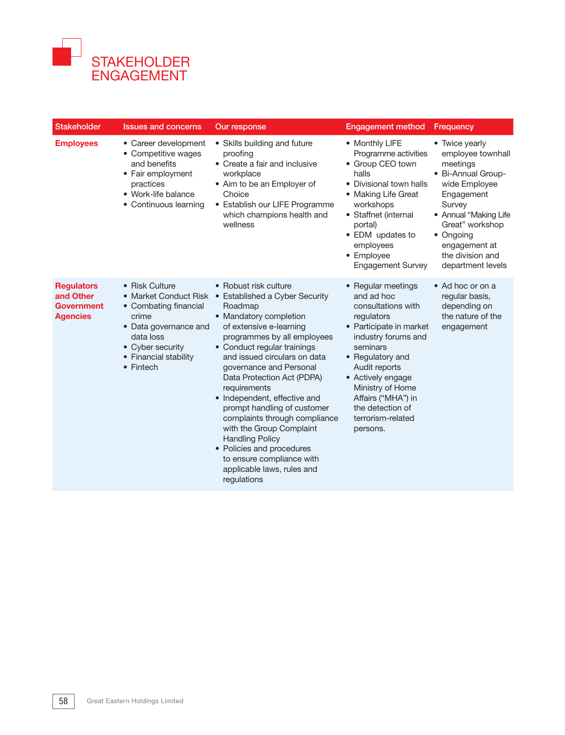# STAKEHOLDER ENGAGEMENT

| Stakeholder | Issues and concerns | Our response | Engagement method | Frequency |
|---|---|---|---|---|
| **Employees** | • Career development<br>• Competitive wages and benefits<br>• Fair employment practices<br>• Work-life balance<br>• Continuous learning | • Skills building and future proofing<br>• Create a fair and inclusive workplace<br>• Aim to be an Employer of Choice<br>• Establish our LIFE Programme which champions health and wellness | • Monthly LIFE Programme activities<br>• Group CEO town halls<br>• Divisional town halls<br>• Making Life Great workshops<br>• Staffnet (internal portal)<br>• EDM updates to employees<br>• Employee Engagement Survey | • Twice yearly employee townhall meetings<br>• Bi-Annual Group-wide Employee Engagement Survey<br>• Annual "Making Life Great" workshop<br>• Ongoing engagement at the division and department levels |
| **Regulators and Other Government Agencies** | • Risk Culture<br>• Market Conduct Risk<br>• Combating financial crime<br>• Data governance and data loss<br>• Cyber security<br>• Financial stability<br>• Fintech | • Robust risk culture<br>• Established a Cyber Security Roadmap<br>• Mandatory completion of extensive e-learning programmes by all employees<br>• Conduct regular trainings and issued circulars on data governance and Personal Data Protection Act (PDPA) requirements<br>• Independent, effective and prompt handling of customer complaints through compliance with the Group Complaint Handling Policy<br>• Policies and procedures to ensure compliance with applicable laws, rules and regulations | • Regular meetings and ad hoc consultations with regulators<br>• Participate in market industry forums and seminars<br>• Regulatory and Audit reports<br>• Actively engage Ministry of Home Affairs ("MHA") in the detection of terrorism-related persons. | • Ad hoc or on a regular basis, depending on the nature of the engagement |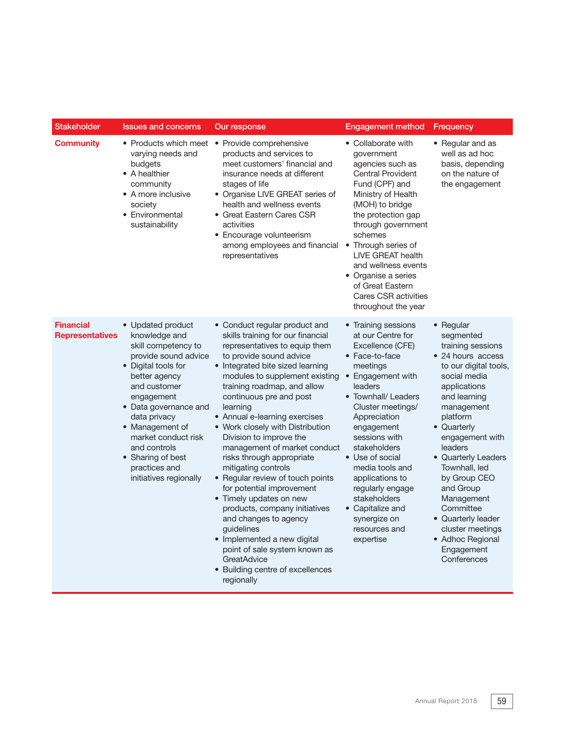| Stakeholder | Issues and concerns | Our response | Engagement method | Frequency |
|---|---|---|---|---|
| **Community** | • Products which meet varying needs and budgets<br>• A healthier community<br>• A more inclusive society<br>• Environmental sustainability | • Provide comprehensive products and services to meet customers' financial and insurance needs at different stages of life<br>• Organise LIVE GREAT series of health and wellness events<br>• Great Eastern Cares CSR activities<br>• Encourage volunteerism among employees and financial representatives | • Collaborate with government agencies such as Central Provident Fund (CPF) and Ministry of Health (MOH) to bridge the protection gap through government schemes<br>• Through series of LIVE GREAT health and wellness events<br>• Organise a series of Great Eastern Cares CSR activities throughout the year | • Regular and as well as ad hoc basis, depending on the nature of the engagement |
| **Financial Representatives** | • Updated product knowledge and skill competency to provide sound advice<br>• Digital tools for better agency and customer engagement<br>• Data governance and data privacy<br>• Management of market conduct risk and controls<br>• Sharing of best practices and initiatives regionally | • Conduct regular product and skills training for our financial representatives to equip them to provide sound advice<br>• Integrated bite sized learning modules to supplement existing training roadmap, and allow continuous pre and post learning<br>• Annual e-learning exercises<br>• Work closely with Distribution Division to improve the management of market conduct risks through appropriate mitigating controls<br>• Regular review of touch points for potential improvement<br>• Timely updates on new products, company initiatives and changes to agency guidelines<br>• Implemented a new digital point of sale system known as GreatAdvice<br>• Building centre of excellences regionally | • Training sessions at our Centre for Excellence (CFE)<br>• Face-to-face meetings<br>• Engagement with leaders<br>• Townhall/ Leaders Cluster meetings/ Appreciation engagement sessions with stakeholders<br>• Use of social media tools and applications to regularly engage stakeholders<br>• Capitalize and synergize on resources and expertise | • Regular segmented training sessions<br>• 24 hours access to our digital tools, social media applications and learning management platform<br>• Quarterly engagement with leaders<br>• Quarterly Leaders Townhall, led by Group CEO and Group Management Committee<br>• Quarterly leader cluster meetings<br>• Adhoc Regional Engagement Conferences |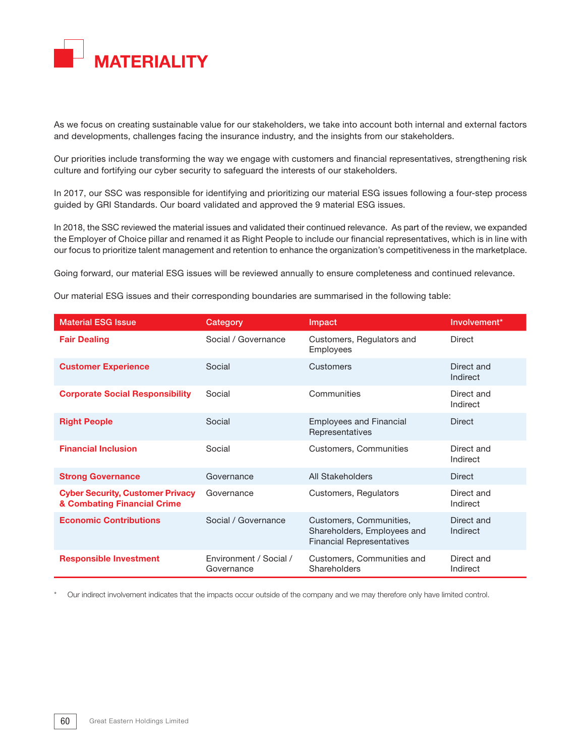# MATERIALITY

As we focus on creating sustainable value for our stakeholders, we take into account both internal and external factors and developments, challenges facing the insurance industry, and the insights from our stakeholders.

Our priorities include transforming the way we engage with customers and financial representatives, strengthening risk culture and fortifying our cyber security to safeguard the interests of our stakeholders.

In 2017, our SSC was responsible for identifying and prioritizing our material ESG issues following a four-step process guided by GRI Standards. Our board validated and approved the 9 material ESG issues.

In 2018, the SSC reviewed the material issues and validated their continued relevance. As part of the review, we expanded the Employer of Choice pillar and renamed it as Right People to include our financial representatives, which is in line with our focus to prioritize talent management and retention to enhance the organization's competitiveness in the marketplace.

Going forward, our material ESG issues will be reviewed annually to ensure completeness and continued relevance.

Our material ESG issues and their corresponding boundaries are summarised in the following table:

| Material ESG Issue | Category | Impact | Involvement* |
|---|---|---|---|
| **Fair Dealing** | Social / Governance | Customers, Regulators and Employees | Direct |
| **Customer Experience** | Social | Customers | Direct and Indirect |
| **Corporate Social Responsibility** | Social | Communities | Direct and Indirect |
| **Right People** | Social | Employees and Financial Representatives | Direct |
| **Financial Inclusion** | Social | Customers, Communities | Direct and Indirect |
| **Strong Governance** | Governance | All Stakeholders | Direct |
| **Cyber Security, Customer Privacy & Combating Financial Crime** | Governance | Customers, Regulators | Direct and Indirect |
| **Economic Contributions** | Social / Governance | Customers, Communities, Shareholders, Employees and Financial Representatives | Direct and Indirect |
| **Responsible Investment** | Environment / Social / Governance | Customers, Communities and Shareholders | Direct and Indirect |

\* Our indirect involvement indicates that the impacts occur outside of the company and we may therefore only have limited control.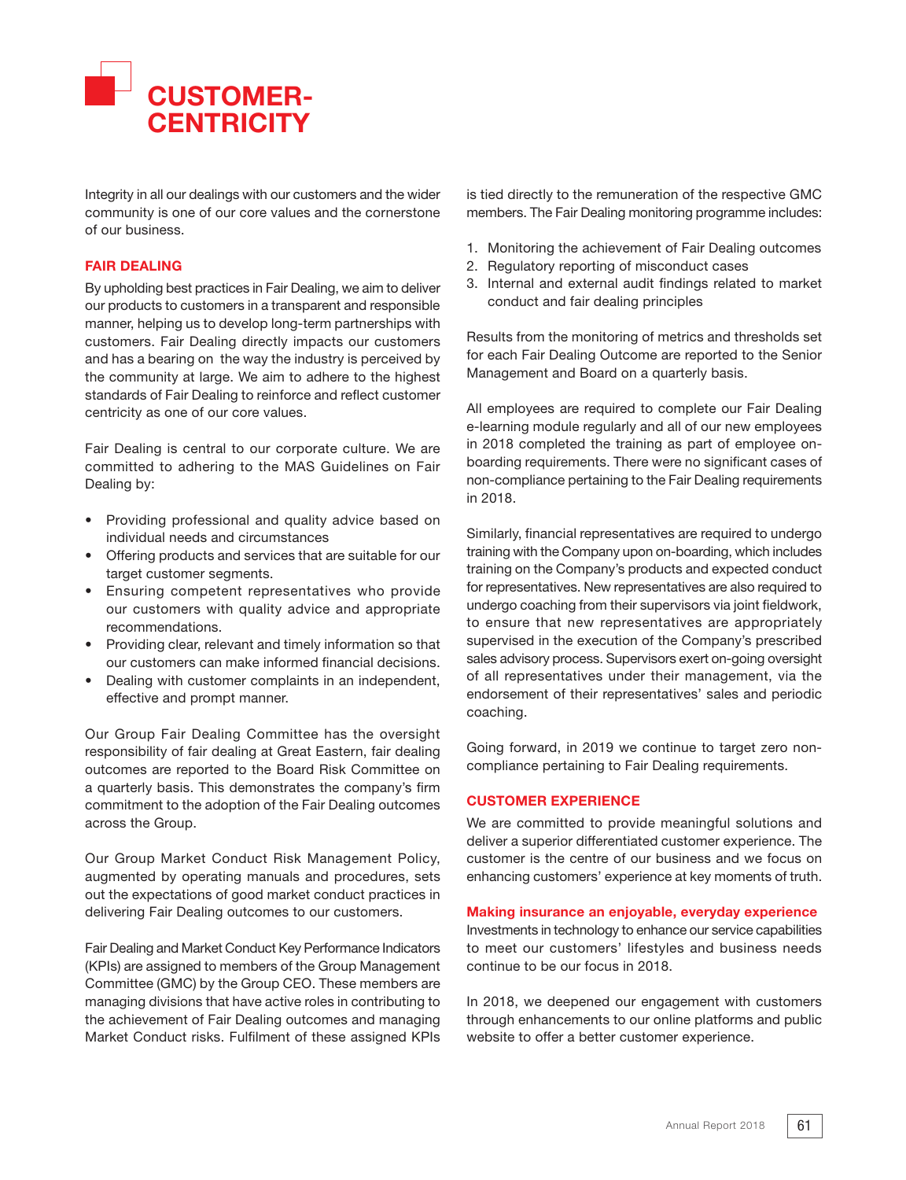# CUSTOMER-CENTRICITY

Integrity in all our dealings with our customers and the wider community is one of our core values and the cornerstone of our business.

## FAIR DEALING

By upholding best practices in Fair Dealing, we aim to deliver our products to customers in a transparent and responsible manner, helping us to develop long-term partnerships with customers. Fair Dealing directly impacts our customers and has a bearing on the way the industry is perceived by the community at large. We aim to adhere to the highest standards of Fair Dealing to reinforce and reflect customer centricity as one of our core values.

Fair Dealing is central to our corporate culture. We are committed to adhering to the MAS Guidelines on Fair Dealing by:

- Providing professional and quality advice based on individual needs and circumstances
- Offering products and services that are suitable for our target customer segments.
- Ensuring competent representatives who provide our customers with quality advice and appropriate recommendations.
- Providing clear, relevant and timely information so that our customers can make informed financial decisions.
- Dealing with customer complaints in an independent, effective and prompt manner.

Our Group Fair Dealing Committee has the oversight responsibility of fair dealing at Great Eastern, fair dealing outcomes are reported to the Board Risk Committee on a quarterly basis. This demonstrates the company's firm commitment to the adoption of the Fair Dealing outcomes across the Group.

Our Group Market Conduct Risk Management Policy, augmented by operating manuals and procedures, sets out the expectations of good market conduct practices in delivering Fair Dealing outcomes to our customers.

Fair Dealing and Market Conduct Key Performance Indicators (KPIs) are assigned to members of the Group Management Committee (GMC) by the Group CEO. These members are managing divisions that have active roles in contributing to the achievement of Fair Dealing outcomes and managing Market Conduct risks. Fulfilment of these assigned KPIs is tied directly to the remuneration of the respective GMC members. The Fair Dealing monitoring programme includes:

1. Monitoring the achievement of Fair Dealing outcomes
2. Regulatory reporting of misconduct cases
3. Internal and external audit findings related to market conduct and fair dealing principles

Results from the monitoring of metrics and thresholds set for each Fair Dealing Outcome are reported to the Senior Management and Board on a quarterly basis.

All employees are required to complete our Fair Dealing e-learning module regularly and all of our new employees in 2018 completed the training as part of employee on-boarding requirements. There were no significant cases of non-compliance pertaining to the Fair Dealing requirements in 2018.

Similarly, financial representatives are required to undergo training with the Company upon on-boarding, which includes training on the Company's products and expected conduct for representatives. New representatives are also required to undergo coaching from their supervisors via joint fieldwork, to ensure that new representatives are appropriately supervised in the execution of the Company's prescribed sales advisory process. Supervisors exert on-going oversight of all representatives under their management, via the endorsement of their representatives' sales and periodic coaching.

Going forward, in 2019 we continue to target zero non-compliance pertaining to Fair Dealing requirements.

## CUSTOMER EXPERIENCE

We are committed to provide meaningful solutions and deliver a superior differentiated customer experience. The customer is the centre of our business and we focus on enhancing customers' experience at key moments of truth.

### Making insurance an enjoyable, everyday experience

Investments in technology to enhance our service capabilities to meet our customers' lifestyles and business needs continue to be our focus in 2018.

In 2018, we deepened our engagement with customers through enhancements to our online platforms and public website to offer a better customer experience.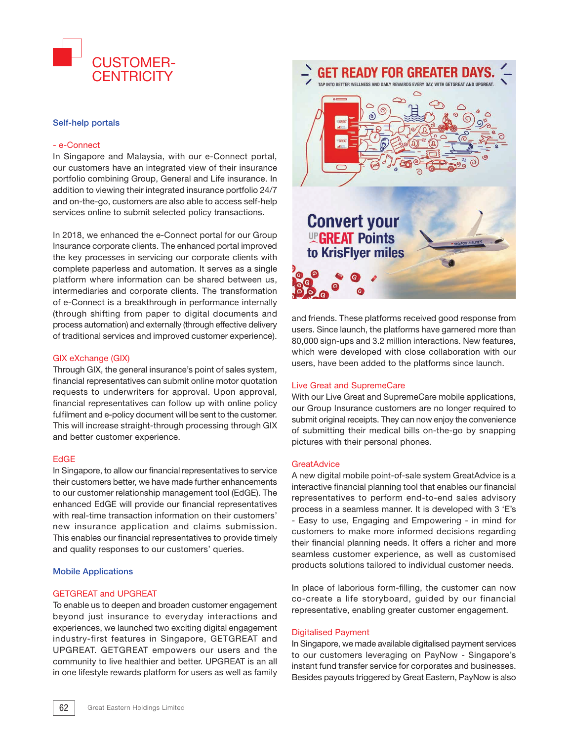# CUSTOMER-CENTRICITY

## Self-help portals

### - e-Connect

In Singapore and Malaysia, with our e-Connect portal, our customers have an integrated view of their insurance portfolio combining Group, General and Life insurance. In addition to viewing their integrated insurance portfolio 24/7 and on-the-go, customers are also able to access self-help services online to submit selected policy transactions.

In 2018, we enhanced the e-Connect portal for our Group Insurance corporate clients. The enhanced portal improved the key processes in servicing our corporate clients with complete paperless and automation. It serves as a single platform where information can be shared between us, intermediaries and corporate clients. The transformation of e-Connect is a breakthrough in performance internally (through shifting from paper to digital documents and process automation) and externally (through effective delivery of traditional services and improved customer experience).

### GIX eXchange (GIX)

Through GIX, the general insurance's point of sales system, financial representatives can submit online motor quotation requests to underwriters for approval. Upon approval, financial representatives can follow up with online policy fulfilment and e-policy document will be sent to the customer. This will increase straight-through processing through GIX and better customer experience.

### EdGE

In Singapore, to allow our financial representatives to service their customers better, we have made further enhancements to our customer relationship management tool (EdGE). The enhanced EdGE will provide our financial representatives with real-time transaction information on their customers' new insurance application and claims submission. This enables our financial representatives to provide timely and quality responses to our customers' queries.

## Mobile Applications

### GETGREAT and UPGREAT

To enable us to deepen and broaden customer engagement beyond just insurance to everyday interactions and experiences, we launched two exciting digital engagement industry-first features in Singapore, GETGREAT and UPGREAT. GETGREAT empowers our users and the community to live healthier and better. UPGREAT is an all in one lifestyle rewards platform for users as well as family and friends. These platforms received good response from users. Since launch, the platforms have garnered more than 80,000 sign-ups and 3.2 million interactions. New features, which were developed with close collaboration with our users, have been added to the platforms since launch.

### Live Great and SupremeCare

With our Live Great and SupremeCare mobile applications, our Group Insurance customers are no longer required to submit original receipts. They can now enjoy the convenience of submitting their medical bills on-the-go by snapping pictures with their personal phones.

### GreatAdvice

A new digital mobile point-of-sale system GreatAdvice is a interactive financial planning tool that enables our financial representatives to perform end-to-end sales advisory process in a seamless manner. It is developed with 3 'E's - Easy to use, Engaging and Empowering - in mind for customers to make more informed decisions regarding their financial planning needs. It offers a richer and more seamless customer experience, as well as customised products solutions tailored to individual customer needs.

In place of laborious form-filling, the customer can now co-create a life storyboard, guided by our financial representative, enabling greater customer engagement.

### Digitalised Payment

In Singapore, we made available digitalised payment services to our customers leveraging on PayNow - Singapore's instant fund transfer service for corporates and businesses. Besides payouts triggered by Great Eastern, PayNow is also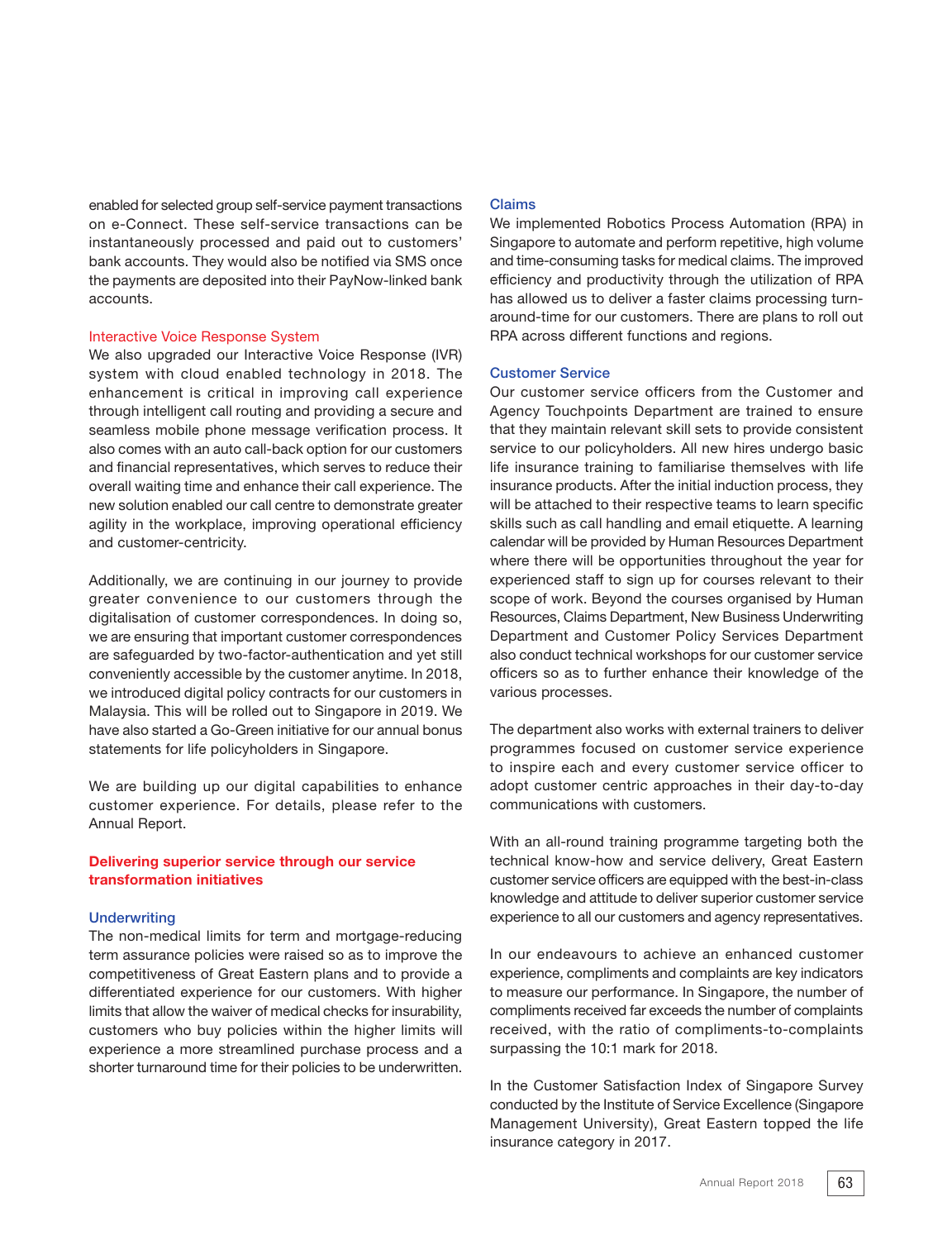enabled for selected group self-service payment transactions on e-Connect. These self-service transactions can be instantaneously processed and paid out to customers' bank accounts. They would also be notified via SMS once the payments are deposited into their PayNow-linked bank accounts.

### Interactive Voice Response System

We also upgraded our Interactive Voice Response (IVR) system with cloud enabled technology in 2018. The enhancement is critical in improving call experience through intelligent call routing and providing a secure and seamless mobile phone message verification process. It also comes with an auto call-back option for our customers and financial representatives, which serves to reduce their overall waiting time and enhance their call experience. The new solution enabled our call centre to demonstrate greater agility in the workplace, improving operational efficiency and customer-centricity.

Additionally, we are continuing in our journey to provide greater convenience to our customers through the digitalisation of customer correspondences. In doing so, we are ensuring that important customer correspondences are safeguarded by two-factor-authentication and yet still conveniently accessible by the customer anytime. In 2018, we introduced digital policy contracts for our customers in Malaysia. This will be rolled out to Singapore in 2019. We have also started a Go-Green initiative for our annual bonus statements for life policyholders in Singapore.

We are building up our digital capabilities to enhance customer experience. For details, please refer to the Annual Report.

## Delivering superior service through our service transformation initiatives

### Underwriting

The non-medical limits for term and mortgage-reducing term assurance policies were raised so as to improve the competitiveness of Great Eastern plans and to provide a differentiated experience for our customers. With higher limits that allow the waiver of medical checks for insurability, customers who buy policies within the higher limits will experience a more streamlined purchase process and a shorter turnaround time for their policies to be underwritten.

### Claims

We implemented Robotics Process Automation (RPA) in Singapore to automate and perform repetitive, high volume and time-consuming tasks for medical claims. The improved efficiency and productivity through the utilization of RPA has allowed us to deliver a faster claims processing turn-around-time for our customers. There are plans to roll out RPA across different functions and regions.

### Customer Service

Our customer service officers from the Customer and Agency Touchpoints Department are trained to ensure that they maintain relevant skill sets to provide consistent service to our policyholders. All new hires undergo basic life insurance training to familiarise themselves with life insurance products. After the initial induction process, they will be attached to their respective teams to learn specific skills such as call handling and email etiquette. A learning calendar will be provided by Human Resources Department where there will be opportunities throughout the year for experienced staff to sign up for courses relevant to their scope of work. Beyond the courses organised by Human Resources, Claims Department, New Business Underwriting Department and Customer Policy Services Department also conduct technical workshops for our customer service officers so as to further enhance their knowledge of the various processes.

The department also works with external trainers to deliver programmes focused on customer service experience to inspire each and every customer service officer to adopt customer centric approaches in their day-to-day communications with customers.

With an all-round training programme targeting both the technical know-how and service delivery, Great Eastern customer service officers are equipped with the best-in-class knowledge and attitude to deliver superior customer service experience to all our customers and agency representatives.

In our endeavours to achieve an enhanced customer experience, compliments and complaints are key indicators to measure our performance. In Singapore, the number of compliments received far exceeds the number of complaints received, with the ratio of compliments-to-complaints surpassing the 10:1 mark for 2018.

In the Customer Satisfaction Index of Singapore Survey conducted by the Institute of Service Excellence (Singapore Management University), Great Eastern topped the life insurance category in 2017.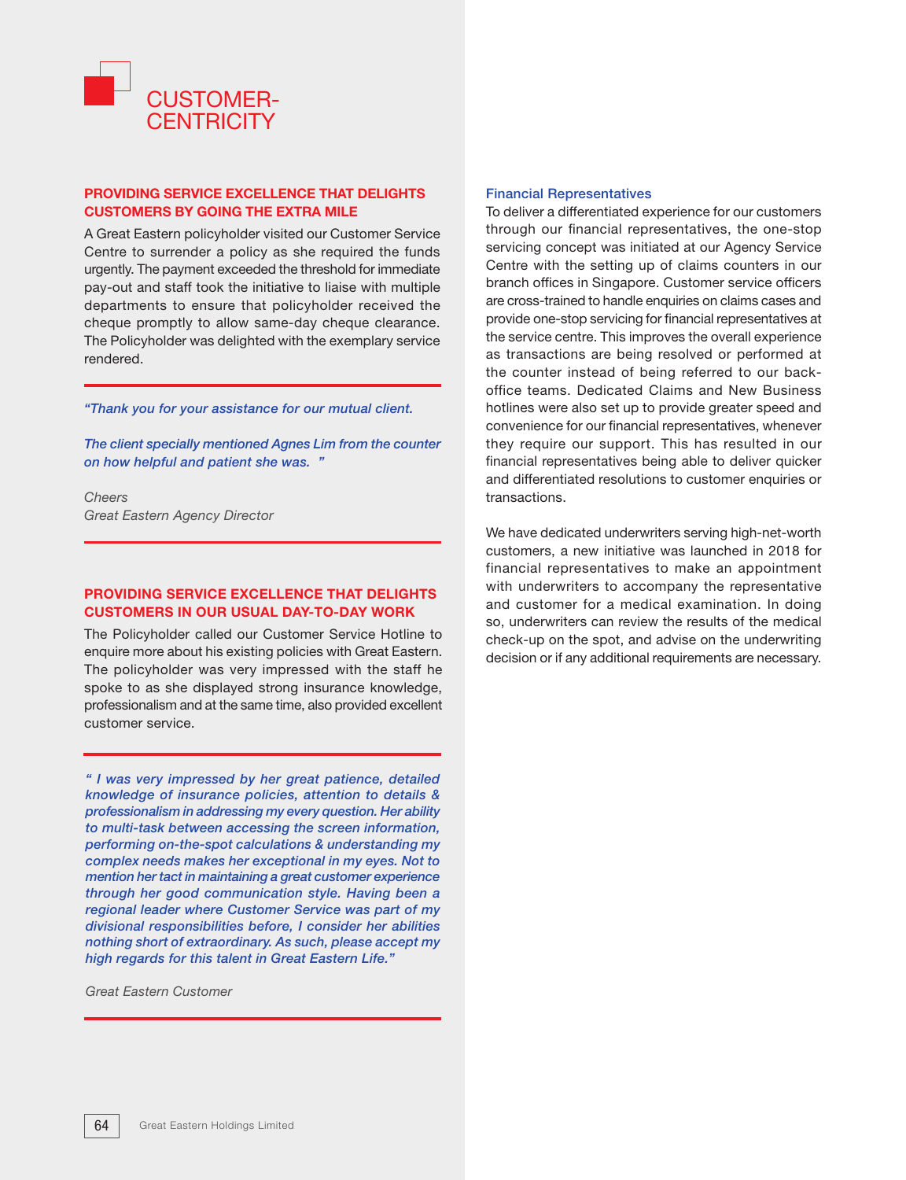# CUSTOMER-CENTRICITY

## PROVIDING SERVICE EXCELLENCE THAT DELIGHTS CUSTOMERS BY GOING THE EXTRA MILE

A Great Eastern policyholder visited our Customer Service Centre to surrender a policy as she required the funds urgently. The payment exceeded the threshold for immediate pay-out and staff took the initiative to liaise with multiple departments to ensure that policyholder received the cheque promptly to allow same-day cheque clearance. The Policyholder was delighted with the exemplary service rendered.

***"Thank you for your assistance for our mutual client.***

***The client specially mentioned Agnes Lim from the counter on how helpful and patient she was. "***

*Cheers*
*Great Eastern Agency Director*

## PROVIDING SERVICE EXCELLENCE THAT DELIGHTS CUSTOMERS IN OUR USUAL DAY-TO-DAY WORK

The Policyholder called our Customer Service Hotline to enquire more about his existing policies with Great Eastern. The policyholder was very impressed with the staff he spoke to as she displayed strong insurance knowledge, professionalism and at the same time, also provided excellent customer service.

***" I was very impressed by her great patience, detailed knowledge of insurance policies, attention to details & professionalism in addressing my every question. Her ability to multi-task between accessing the screen information, performing on-the-spot calculations & understanding my complex needs makes her exceptional in my eyes. Not to mention her tact in maintaining a great customer experience through her good communication style. Having been a regional leader where Customer Service was part of my divisional responsibilities before, I consider her abilities nothing short of extraordinary. As such, please accept my high regards for this talent in Great Eastern Life."***

*Great Eastern Customer*

### Financial Representatives

To deliver a differentiated experience for our customers through our financial representatives, the one-stop servicing concept was initiated at our Agency Service Centre with the setting up of claims counters in our branch offices in Singapore. Customer service officers are cross-trained to handle enquiries on claims cases and provide one-stop servicing for financial representatives at the service centre. This improves the overall experience as transactions are being resolved or performed at the counter instead of being referred to our back-office teams. Dedicated Claims and New Business hotlines were also set up to provide greater speed and convenience for our financial representatives, whenever they require our support. This has resulted in our financial representatives being able to deliver quicker and differentiated resolutions to customer enquiries or transactions.

We have dedicated underwriters serving high-net-worth customers, a new initiative was launched in 2018 for financial representatives to make an appointment with underwriters to accompany the representative and customer for a medical examination. In doing so, underwriters can review the results of the medical check-up on the spot, and advise on the underwriting decision or if any additional requirements are necessary.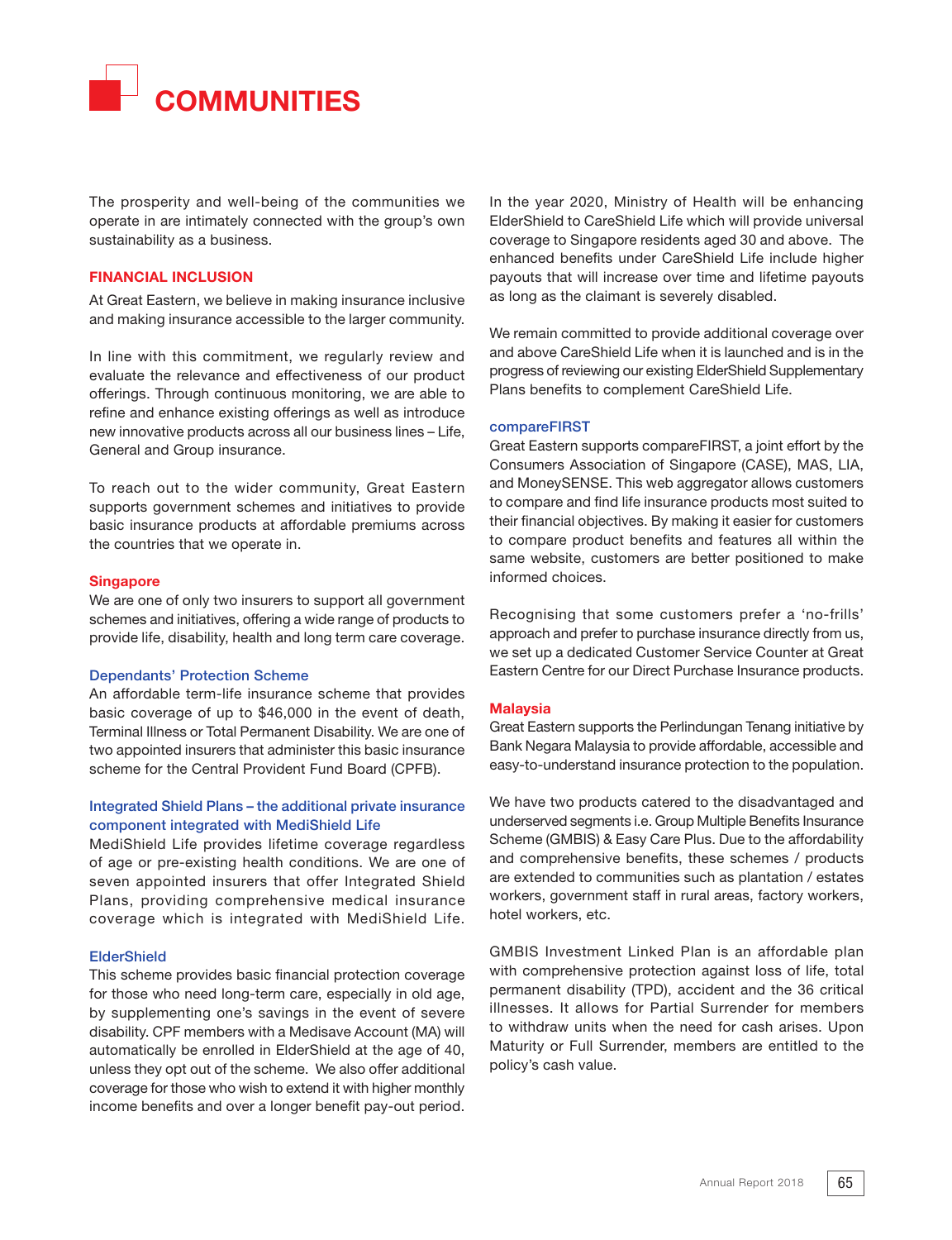# COMMUNITIES

The prosperity and well-being of the communities we operate in are intimately connected with the group's own sustainability as a business.

## FINANCIAL INCLUSION

At Great Eastern, we believe in making insurance inclusive and making insurance accessible to the larger community.

In line with this commitment, we regularly review and evaluate the relevance and effectiveness of our product offerings. Through continuous monitoring, we are able to refine and enhance existing offerings as well as introduce new innovative products across all our business lines – Life, General and Group insurance.

To reach out to the wider community, Great Eastern supports government schemes and initiatives to provide basic insurance products at affordable premiums across the countries that we operate in.

### Singapore

We are one of only two insurers to support all government schemes and initiatives, offering a wide range of products to provide life, disability, health and long term care coverage.

#### Dependants' Protection Scheme

An affordable term-life insurance scheme that provides basic coverage of up to $46,000 in the event of death, Terminal Illness or Total Permanent Disability. We are one of two appointed insurers that administer this basic insurance scheme for the Central Provident Fund Board (CPFB).

#### Integrated Shield Plans – the additional private insurance component integrated with MediShield Life

MediShield Life provides lifetime coverage regardless of age or pre-existing health conditions. We are one of seven appointed insurers that offer Integrated Shield Plans, providing comprehensive medical insurance coverage which is integrated with MediShield Life.

#### ElderShield

This scheme provides basic financial protection coverage for those who need long-term care, especially in old age, by supplementing one's savings in the event of severe disability. CPF members with a Medisave Account (MA) will automatically be enrolled in ElderShield at the age of 40, unless they opt out of the scheme. We also offer additional coverage for those who wish to extend it with higher monthly income benefits and over a longer benefit pay-out period.

In the year 2020, Ministry of Health will be enhancing ElderShield to CareShield Life which will provide universal coverage to Singapore residents aged 30 and above. The enhanced benefits under CareShield Life include higher payouts that will increase over time and lifetime payouts as long as the claimant is severely disabled.

We remain committed to provide additional coverage over and above CareShield Life when it is launched and is in the progress of reviewing our existing ElderShield Supplementary Plans benefits to complement CareShield Life.

#### compareFIRST

Great Eastern supports compareFIRST, a joint effort by the Consumers Association of Singapore (CASE), MAS, LIA, and MoneySENSE. This web aggregator allows customers to compare and find life insurance products most suited to their financial objectives. By making it easier for customers to compare product benefits and features all within the same website, customers are better positioned to make informed choices.

Recognising that some customers prefer a 'no-frills' approach and prefer to purchase insurance directly from us, we set up a dedicated Customer Service Counter at Great Eastern Centre for our Direct Purchase Insurance products.

### Malaysia

Great Eastern supports the Perlindungan Tenang initiative by Bank Negara Malaysia to provide affordable, accessible and easy-to-understand insurance protection to the population.

We have two products catered to the disadvantaged and underserved segments i.e. Group Multiple Benefits Insurance Scheme (GMBIS) & Easy Care Plus. Due to the affordability and comprehensive benefits, these schemes / products are extended to communities such as plantation / estates workers, government staff in rural areas, factory workers, hotel workers, etc.

GMBIS Investment Linked Plan is an affordable plan with comprehensive protection against loss of life, total permanent disability (TPD), accident and the 36 critical illnesses. It allows for Partial Surrender for members to withdraw units when the need for cash arises. Upon Maturity or Full Surrender, members are entitled to the policy's cash value.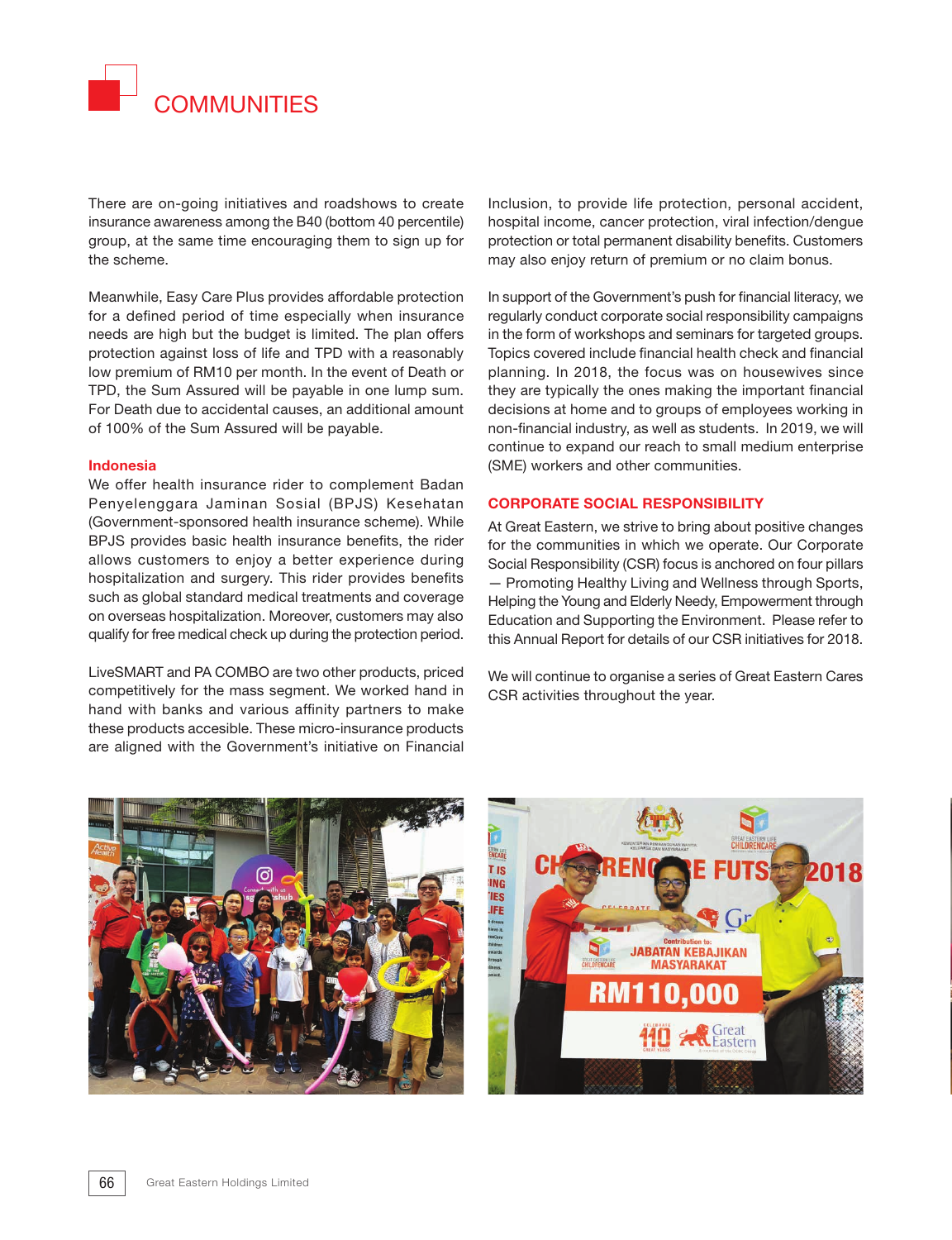# COMMUNITIES

There are on-going initiatives and roadshows to create insurance awareness among the B40 (bottom 40 percentile) group, at the same time encouraging them to sign up for the scheme.

Meanwhile, Easy Care Plus provides affordable protection for a defined period of time especially when insurance needs are high but the budget is limited. The plan offers protection against loss of life and TPD with a reasonably low premium of RM10 per month. In the event of Death or TPD, the Sum Assured will be payable in one lump sum. For Death due to accidental causes, an additional amount of 100% of the Sum Assured will be payable.

### Indonesia

We offer health insurance rider to complement Badan Penyelenggara Jaminan Sosial (BPJS) Kesehatan (Government-sponsored health insurance scheme). While BPJS provides basic health insurance benefits, the rider allows customers to enjoy a better experience during hospitalization and surgery. This rider provides benefits such as global standard medical treatments and coverage on overseas hospitalization. Moreover, customers may also qualify for free medical check up during the protection period.

LiveSMART and PA COMBO are two other products, priced competitively for the mass segment. We worked hand in hand with banks and various affinity partners to make these products accesible. These micro-insurance products are aligned with the Government's initiative on Financial Inclusion, to provide life protection, personal accident, hospital income, cancer protection, viral infection/dengue protection or total permanent disability benefits. Customers may also enjoy return of premium or no claim bonus.

In support of the Government's push for financial literacy, we regularly conduct corporate social responsibility campaigns in the form of workshops and seminars for targeted groups. Topics covered include financial health check and financial planning. In 2018, the focus was on housewives since they are typically the ones making the important financial decisions at home and to groups of employees working in non-financial industry, as well as students. In 2019, we will continue to expand our reach to small medium enterprise (SME) workers and other communities.

## CORPORATE SOCIAL RESPONSIBILITY

At Great Eastern, we strive to bring about positive changes for the communities in which we operate. Our Corporate Social Responsibility (CSR) focus is anchored on four pillars — Promoting Healthy Living and Wellness through Sports, Helping the Young and Elderly Needy, Empowerment through Education and Supporting the Environment. Please refer to this Annual Report for details of our CSR initiatives for 2018.

We will continue to organise a series of Great Eastern Cares CSR activities throughout the year.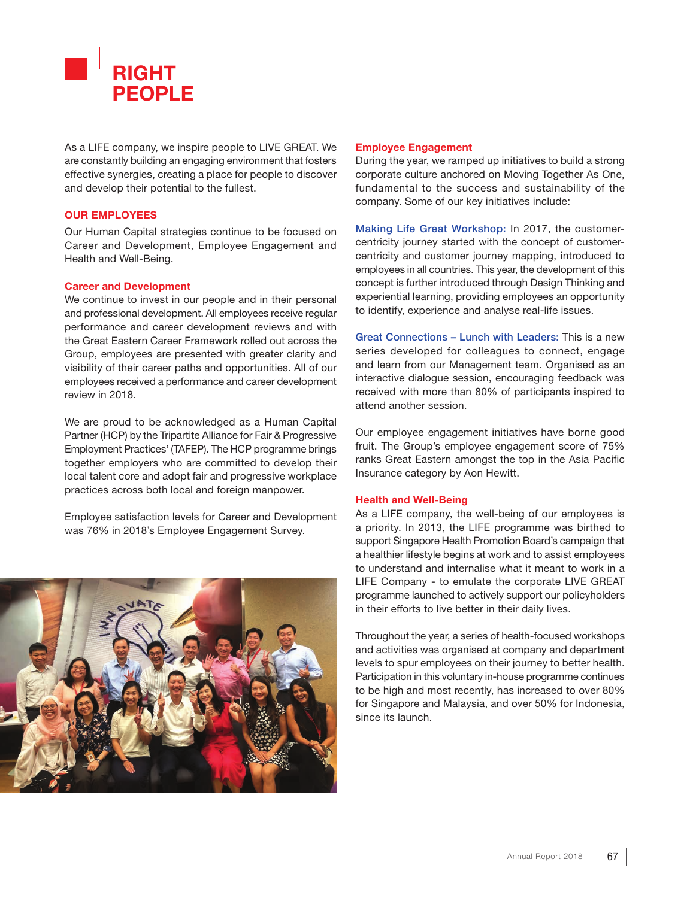# RIGHT PEOPLE

As a LIFE company, we inspire people to LIVE GREAT. We are constantly building an engaging environment that fosters effective synergies, creating a place for people to discover and develop their potential to the fullest.

## OUR EMPLOYEES

Our Human Capital strategies continue to be focused on Career and Development, Employee Engagement and Health and Well-Being.

### Career and Development

We continue to invest in our people and in their personal and professional development. All employees receive regular performance and career development reviews and with the Great Eastern Career Framework rolled out across the Group, employees are presented with greater clarity and visibility of their career paths and opportunities. All of our employees received a performance and career development review in 2018.

We are proud to be acknowledged as a Human Capital Partner (HCP) by the Tripartite Alliance for Fair & Progressive Employment Practices' (TAFEP). The HCP programme brings together employers who are committed to develop their local talent core and adopt fair and progressive workplace practices across both local and foreign manpower.

Employee satisfaction levels for Career and Development was 76% in 2018's Employee Engagement Survey.

### Employee Engagement

During the year, we ramped up initiatives to build a strong corporate culture anchored on Moving Together As One, fundamental to the success and sustainability of the company. Some of our key initiatives include:

**Making Life Great Workshop:** In 2017, the customer-centricity journey started with the concept of customer-centricity and customer journey mapping, introduced to employees in all countries. This year, the development of this concept is further introduced through Design Thinking and experiential learning, providing employees an opportunity to identify, experience and analyse real-life issues.

**Great Connections – Lunch with Leaders:** This is a new series developed for colleagues to connect, engage and learn from our Management team. Organised as an interactive dialogue session, encouraging feedback was received with more than 80% of participants inspired to attend another session.

Our employee engagement initiatives have borne good fruit. The Group's employee engagement score of 75% ranks Great Eastern amongst the top in the Asia Pacific Insurance category by Aon Hewitt.

### Health and Well-Being

As a LIFE company, the well-being of our employees is a priority. In 2013, the LIFE programme was birthed to support Singapore Health Promotion Board's campaign that a healthier lifestyle begins at work and to assist employees to understand and internalise what it meant to work in a LIFE Company - to emulate the corporate LIVE GREAT programme launched to actively support our policyholders in their efforts to live better in their daily lives.

Throughout the year, a series of health-focused workshops and activities was organised at company and department levels to spur employees on their journey to better health. Participation in this voluntary in-house programme continues to be high and most recently, has increased to over 80% for Singapore and Malaysia, and over 50% for Indonesia, since its launch.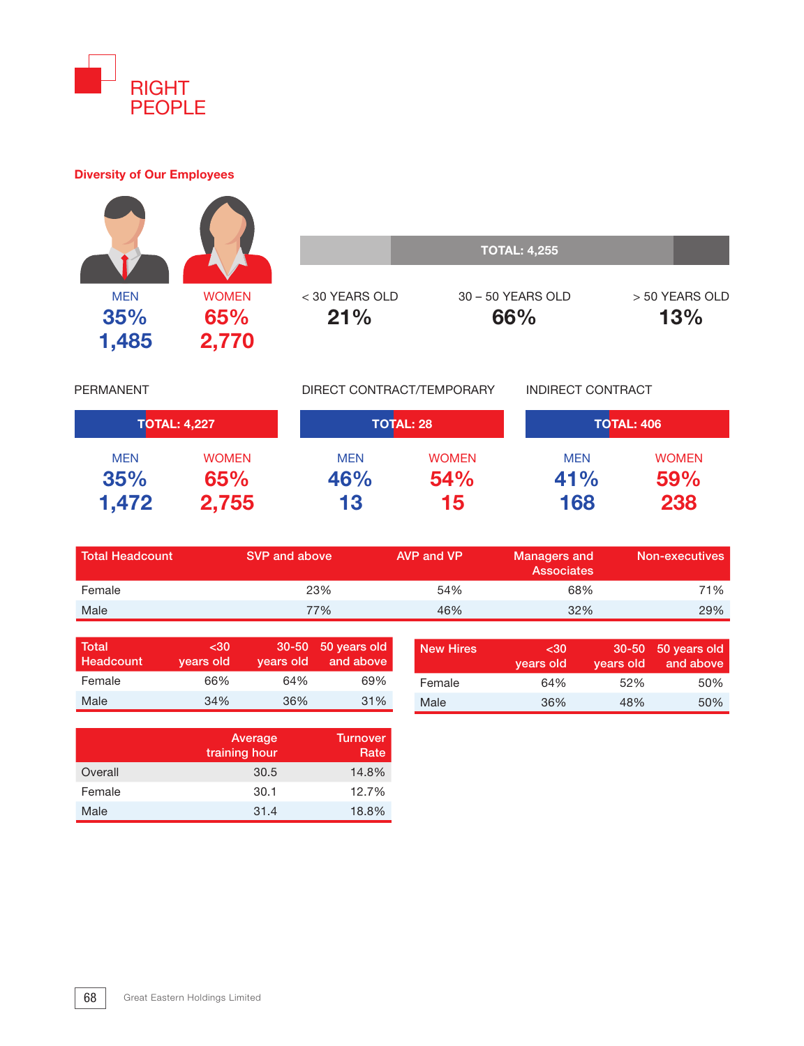# RIGHT PEOPLE

## Diversity of Our Employees

MEN
**35%**
**1,485**

WOMEN
**65%**
**2,770**

TOTAL: 4,255

< 30 YEARS OLD
**21%**

30 – 50 YEARS OLD
**66%**

> 50 YEARS OLD
**13%**

PERMANENT

TOTAL: 4,227

MEN
**35%**
**1,472**

WOMEN
**65%**
**2,755**

DIRECT CONTRACT/TEMPORARY

TOTAL: 28

MEN
**46%**
**13**

WOMEN
**54%**
**15**

INDIRECT CONTRACT

TOTAL: 406

MEN
**41%**
**168**

WOMEN
**59%**
**238**

| Total Headcount | SVP and above | AVP and VP | Managers and Associates | Non-executives |
|---|---|---|---|---|
| Female | 23% | 54% | 68% | 71% |
| Male | 77% | 46% | 32% | 29% |

| Total Headcount | <30 years old | 30-50 years old | 50 years old and above |
|---|---|---|---|
| Female | 66% | 64% | 69% |
| Male | 34% | 36% | 31% |

| New Hires | <30 years old | 30-50 years old | 50 years old and above |
|---|---|---|---|
| Female | 64% | 52% | 50% |
| Male | 36% | 48% | 50% |

| | Average training hour | Turnover Rate |
|---|---|---|
| Overall | 30.5 | 14.8% |
| Female | 30.1 | 12.7% |
| Male | 31.4 | 18.8% |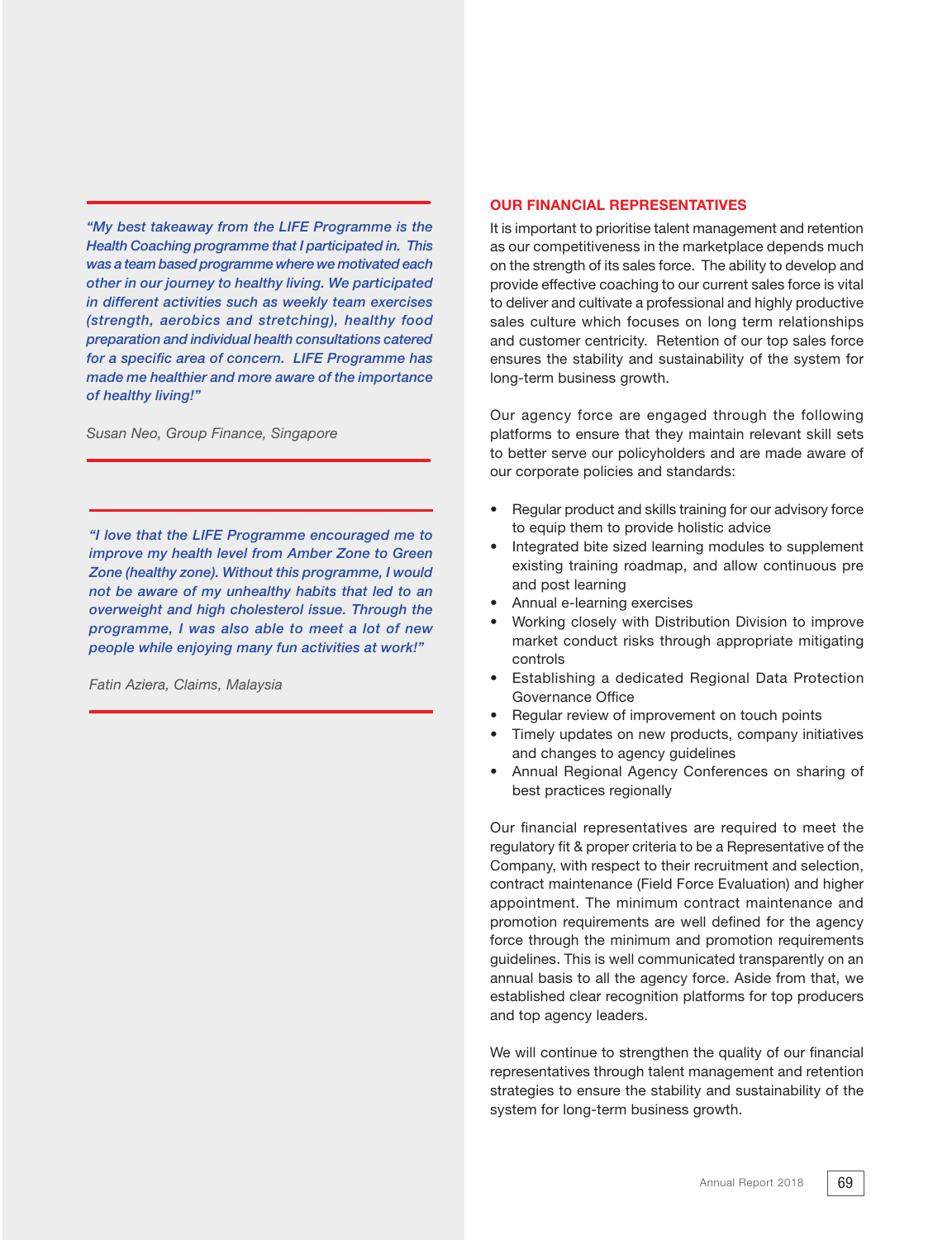*"My best takeaway from the LIFE Programme is the Health Coaching programme that I participated in. This was a team based programme where we motivated each other in our journey to healthy living. We participated in different activities such as weekly team exercises (strength, aerobics and stretching), healthy food preparation and individual health consultations catered for a specific area of concern. LIFE Programme has made me healthier and more aware of the importance of healthy living!"*

*Susan Neo, Group Finance, Singapore*

*"I love that the LIFE Programme encouraged me to improve my health level from Amber Zone to Green Zone (healthy zone). Without this programme, I would not be aware of my unhealthy habits that led to an overweight and high cholesterol issue. Through the programme, I was also able to meet a lot of new people while enjoying many fun activities at work!"*

*Fatin Aziera, Claims, Malaysia*

## OUR FINANCIAL REPRESENTATIVES

It is important to prioritise talent management and retention as our competitiveness in the marketplace depends much on the strength of its sales force. The ability to develop and provide effective coaching to our current sales force is vital to deliver and cultivate a professional and highly productive sales culture which focuses on long term relationships and customer centricity. Retention of our top sales force ensures the stability and sustainability of the system for long-term business growth.

Our agency force are engaged through the following platforms to ensure that they maintain relevant skill sets to better serve our policyholders and are made aware of our corporate policies and standards:

- Regular product and skills training for our advisory force to equip them to provide holistic advice
- Integrated bite sized learning modules to supplement existing training roadmap, and allow continuous pre and post learning
- Annual e-learning exercises
- Working closely with Distribution Division to improve market conduct risks through appropriate mitigating controls
- Establishing a dedicated Regional Data Protection Governance Office
- Regular review of improvement on touch points
- Timely updates on new products, company initiatives and changes to agency guidelines
- Annual Regional Agency Conferences on sharing of best practices regionally

Our financial representatives are required to meet the regulatory fit & proper criteria to be a Representative of the Company, with respect to their recruitment and selection, contract maintenance (Field Force Evaluation) and higher appointment. The minimum contract maintenance and promotion requirements are well defined for the agency force through the minimum and promotion requirements guidelines. This is well communicated transparently on an annual basis to all the agency force. Aside from that, we established clear recognition platforms for top producers and top agency leaders.

We will continue to strengthen the quality of our financial representatives through talent management and retention strategies to ensure the stability and sustainability of the system for long-term business growth.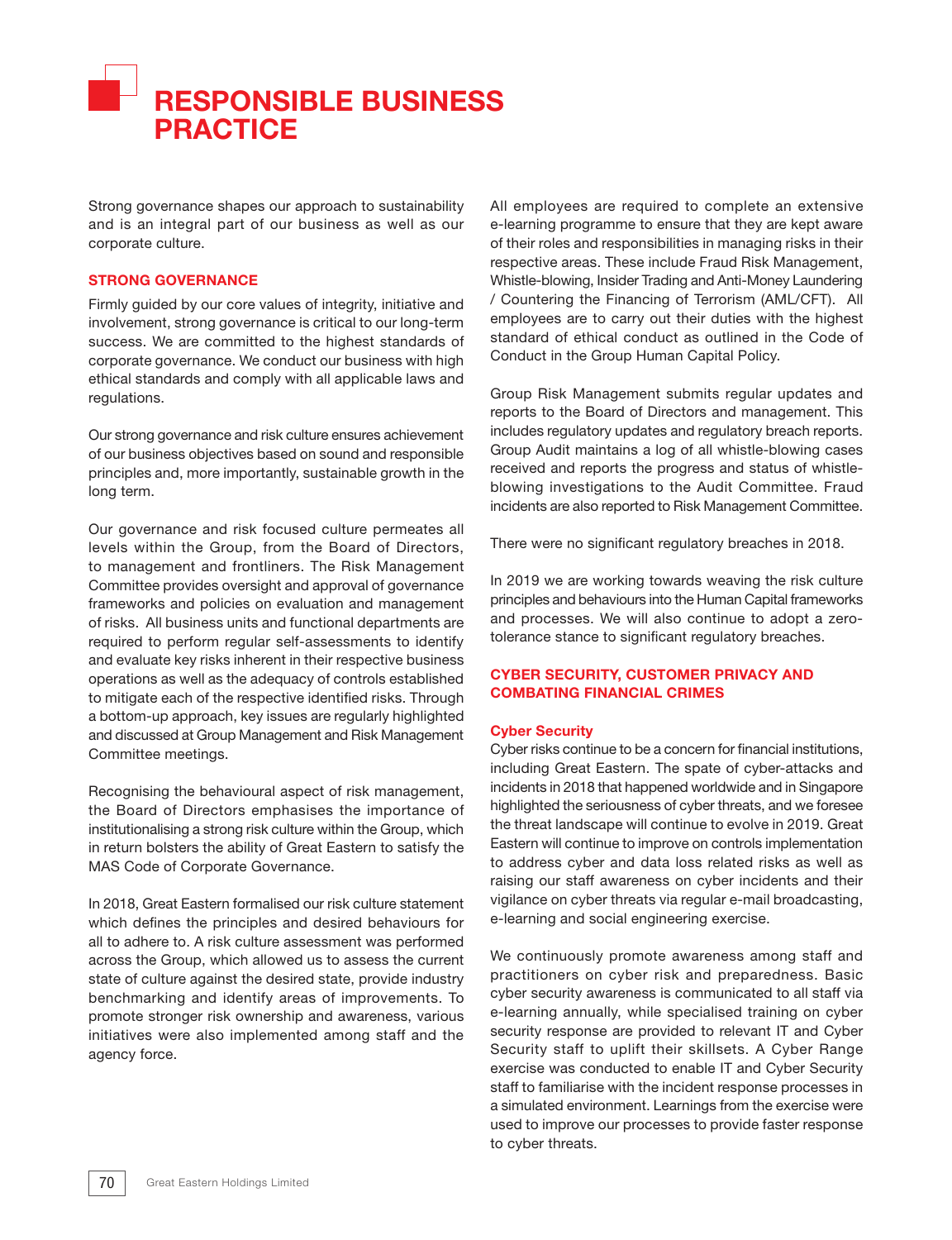# RESPONSIBLE BUSINESS PRACTICE

Strong governance shapes our approach to sustainability and is an integral part of our business as well as our corporate culture.

## STRONG GOVERNANCE

Firmly guided by our core values of integrity, initiative and involvement, strong governance is critical to our long-term success. We are committed to the highest standards of corporate governance. We conduct our business with high ethical standards and comply with all applicable laws and regulations.

Our strong governance and risk culture ensures achievement of our business objectives based on sound and responsible principles and, more importantly, sustainable growth in the long term.

Our governance and risk focused culture permeates all levels within the Group, from the Board of Directors, to management and frontliners. The Risk Management Committee provides oversight and approval of governance frameworks and policies on evaluation and management of risks. All business units and functional departments are required to perform regular self-assessments to identify and evaluate key risks inherent in their respective business operations as well as the adequacy of controls established to mitigate each of the respective identified risks. Through a bottom-up approach, key issues are regularly highlighted and discussed at Group Management and Risk Management Committee meetings.

Recognising the behavioural aspect of risk management, the Board of Directors emphasises the importance of institutionalising a strong risk culture within the Group, which in return bolsters the ability of Great Eastern to satisfy the MAS Code of Corporate Governance.

In 2018, Great Eastern formalised our risk culture statement which defines the principles and desired behaviours for all to adhere to. A risk culture assessment was performed across the Group, which allowed us to assess the current state of culture against the desired state, provide industry benchmarking and identify areas of improvements. To promote stronger risk ownership and awareness, various initiatives were also implemented among staff and the agency force.

All employees are required to complete an extensive e-learning programme to ensure that they are kept aware of their roles and responsibilities in managing risks in their respective areas. These include Fraud Risk Management, Whistle-blowing, Insider Trading and Anti-Money Laundering / Countering the Financing of Terrorism (AML/CFT). All employees are to carry out their duties with the highest standard of ethical conduct as outlined in the Code of Conduct in the Group Human Capital Policy.

Group Risk Management submits regular updates and reports to the Board of Directors and management. This includes regulatory updates and regulatory breach reports. Group Audit maintains a log of all whistle-blowing cases received and reports the progress and status of whistle-blowing investigations to the Audit Committee. Fraud incidents are also reported to Risk Management Committee.

There were no significant regulatory breaches in 2018.

In 2019 we are working towards weaving the risk culture principles and behaviours into the Human Capital frameworks and processes. We will also continue to adopt a zero-tolerance stance to significant regulatory breaches.

## CYBER SECURITY, CUSTOMER PRIVACY AND COMBATING FINANCIAL CRIMES

### Cyber Security

Cyber risks continue to be a concern for financial institutions, including Great Eastern. The spate of cyber-attacks and incidents in 2018 that happened worldwide and in Singapore highlighted the seriousness of cyber threats, and we foresee the threat landscape will continue to evolve in 2019. Great Eastern will continue to improve on controls implementation to address cyber and data loss related risks as well as raising our staff awareness on cyber incidents and their vigilance on cyber threats via regular e-mail broadcasting, e-learning and social engineering exercise.

We continuously promote awareness among staff and practitioners on cyber risk and preparedness. Basic cyber security awareness is communicated to all staff via e-learning annually, while specialised training on cyber security response are provided to relevant IT and Cyber Security staff to uplift their skillsets. A Cyber Range exercise was conducted to enable IT and Cyber Security staff to familiarise with the incident response processes in a simulated environment. Learnings from the exercise were used to improve our processes to provide faster response to cyber threats.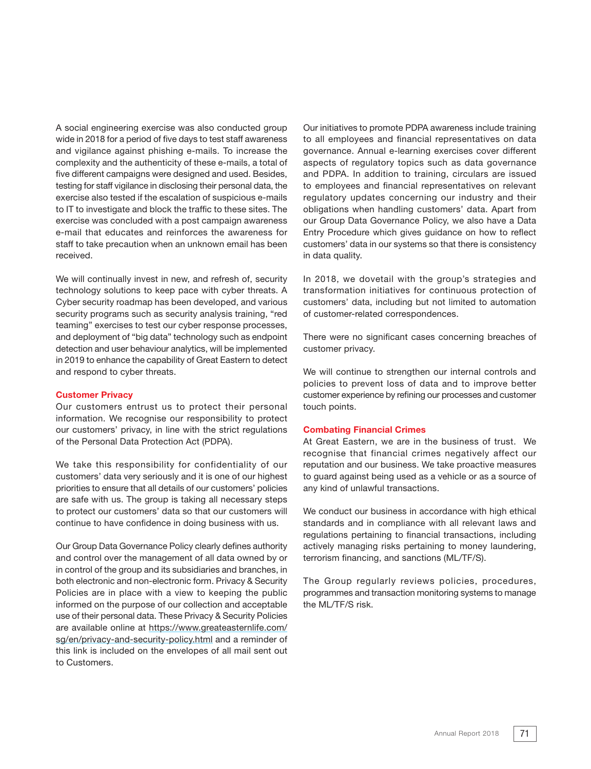A social engineering exercise was also conducted group wide in 2018 for a period of five days to test staff awareness and vigilance against phishing e-mails. To increase the complexity and the authenticity of these e-mails, a total of five different campaigns were designed and used. Besides, testing for staff vigilance in disclosing their personal data, the exercise also tested if the escalation of suspicious e-mails to IT to investigate and block the traffic to these sites. The exercise was concluded with a post campaign awareness e-mail that educates and reinforces the awareness for staff to take precaution when an unknown email has been received.

We will continually invest in new, and refresh of, security technology solutions to keep pace with cyber threats. A Cyber security roadmap has been developed, and various security programs such as security analysis training, "red teaming" exercises to test our cyber response processes, and deployment of "big data" technology such as endpoint detection and user behaviour analytics, will be implemented in 2019 to enhance the capability of Great Eastern to detect and respond to cyber threats.

## Customer Privacy

Our customers entrust us to protect their personal information. We recognise our responsibility to protect our customers' privacy, in line with the strict regulations of the Personal Data Protection Act (PDPA).

We take this responsibility for confidentiality of our customers' data very seriously and it is one of our highest priorities to ensure that all details of our customers' policies are safe with us. The group is taking all necessary steps to protect our customers' data so that our customers will continue to have confidence in doing business with us.

Our Group Data Governance Policy clearly defines authority and control over the management of all data owned by or in control of the group and its subsidiaries and branches, in both electronic and non-electronic form. Privacy & Security Policies are in place with a view to keeping the public informed on the purpose of our collection and acceptable use of their personal data. These Privacy & Security Policies are available online at https://www.greateasternlife.com/sg/en/privacy-and-security-policy.html and a reminder of this link is included on the envelopes of all mail sent out to Customers.

Our initiatives to promote PDPA awareness include training to all employees and financial representatives on data governance. Annual e-learning exercises cover different aspects of regulatory topics such as data governance and PDPA. In addition to training, circulars are issued to employees and financial representatives on relevant regulatory updates concerning our industry and their obligations when handling customers' data. Apart from our Group Data Governance Policy, we also have a Data Entry Procedure which gives guidance on how to reflect customers' data in our systems so that there is consistency in data quality.

In 2018, we dovetail with the group's strategies and transformation initiatives for continuous protection of customers' data, including but not limited to automation of customer-related correspondences.

There were no significant cases concerning breaches of customer privacy.

We will continue to strengthen our internal controls and policies to prevent loss of data and to improve better customer experience by refining our processes and customer touch points.

## Combating Financial Crimes

At Great Eastern, we are in the business of trust. We recognise that financial crimes negatively affect our reputation and our business. We take proactive measures to guard against being used as a vehicle or as a source of any kind of unlawful transactions.

We conduct our business in accordance with high ethical standards and in compliance with all relevant laws and regulations pertaining to financial transactions, including actively managing risks pertaining to money laundering, terrorism financing, and sanctions (ML/TF/S).

The Group regularly reviews policies, procedures, programmes and transaction monitoring systems to manage the ML/TF/S risk.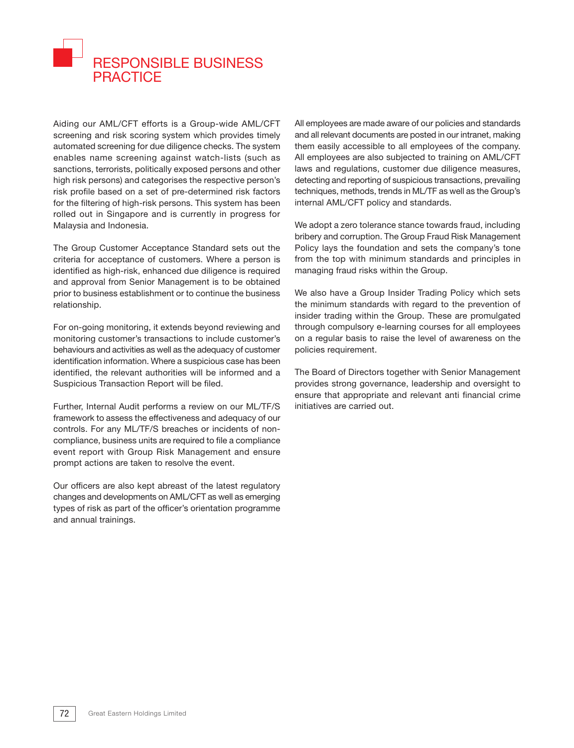# RESPONSIBLE BUSINESS PRACTICE

Aiding our AML/CFT efforts is a Group-wide AML/CFT screening and risk scoring system which provides timely automated screening for due diligence checks. The system enables name screening against watch-lists (such as sanctions, terrorists, politically exposed persons and other high risk persons) and categorises the respective person's risk profile based on a set of pre-determined risk factors for the filtering of high-risk persons. This system has been rolled out in Singapore and is currently in progress for Malaysia and Indonesia.

The Group Customer Acceptance Standard sets out the criteria for acceptance of customers. Where a person is identified as high-risk, enhanced due diligence is required and approval from Senior Management is to be obtained prior to business establishment or to continue the business relationship.

For on-going monitoring, it extends beyond reviewing and monitoring customer's transactions to include customer's behaviours and activities as well as the adequacy of customer identification information. Where a suspicious case has been identified, the relevant authorities will be informed and a Suspicious Transaction Report will be filed.

Further, Internal Audit performs a review on our ML/TF/S framework to assess the effectiveness and adequacy of our controls. For any ML/TF/S breaches or incidents of non-compliance, business units are required to file a compliance event report with Group Risk Management and ensure prompt actions are taken to resolve the event.

Our officers are also kept abreast of the latest regulatory changes and developments on AML/CFT as well as emerging types of risk as part of the officer's orientation programme and annual trainings.

All employees are made aware of our policies and standards and all relevant documents are posted in our intranet, making them easily accessible to all employees of the company. All employees are also subjected to training on AML/CFT laws and regulations, customer due diligence measures, detecting and reporting of suspicious transactions, prevailing techniques, methods, trends in ML/TF as well as the Group's internal AML/CFT policy and standards.

We adopt a zero tolerance stance towards fraud, including bribery and corruption. The Group Fraud Risk Management Policy lays the foundation and sets the company's tone from the top with minimum standards and principles in managing fraud risks within the Group.

We also have a Group Insider Trading Policy which sets the minimum standards with regard to the prevention of insider trading within the Group. These are promulgated through compulsory e-learning courses for all employees on a regular basis to raise the level of awareness on the policies requirement.

The Board of Directors together with Senior Management provides strong governance, leadership and oversight to ensure that appropriate and relevant anti financial crime initiatives are carried out.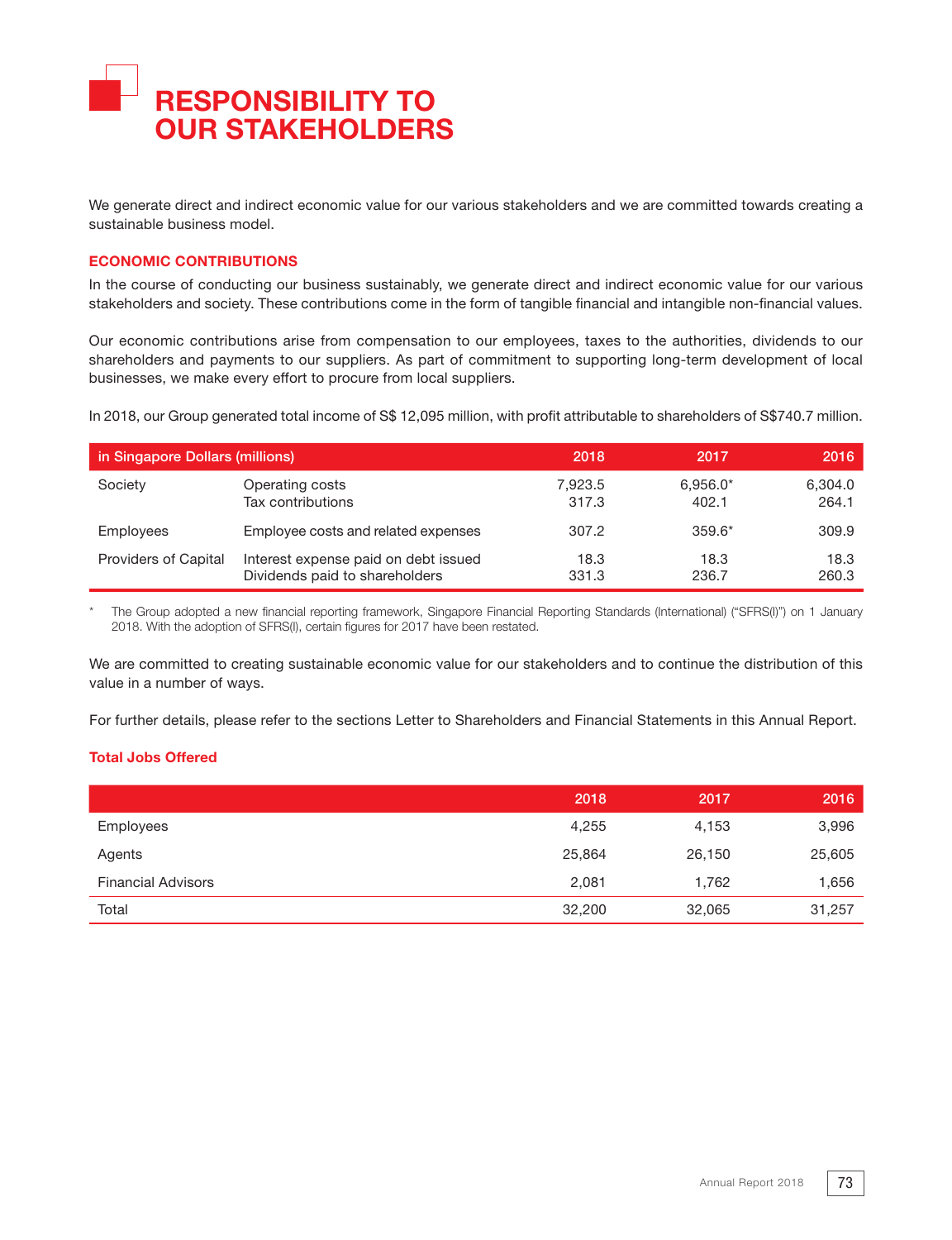# RESPONSIBILITY TO OUR STAKEHOLDERS

We generate direct and indirect economic value for our various stakeholders and we are committed towards creating a sustainable business model.

## ECONOMIC CONTRIBUTIONS

In the course of conducting our business sustainably, we generate direct and indirect economic value for our various stakeholders and society. These contributions come in the form of tangible financial and intangible non-financial values.

Our economic contributions arise from compensation to our employees, taxes to the authorities, dividends to our shareholders and payments to our suppliers. As part of commitment to supporting long-term development of local businesses, we make every effort to procure from local suppliers.

In 2018, our Group generated total income of S$ 12,095 million, with profit attributable to shareholders of S$740.7 million.

| in Singapore Dollars (millions) | | 2018 | 2017 | 2016 |
|---|---|---|---|---|
| Society | Operating costs | 7,923.5 | 6,956.0* | 6,304.0 |
| | Tax contributions | 317.3 | 402.1 | 264.1 |
| Employees | Employee costs and related expenses | 307.2 | 359.6* | 309.9 |
| Providers of Capital | Interest expense paid on debt issued | 18.3 | 18.3 | 18.3 |
| | Dividends paid to shareholders | 331.3 | 236.7 | 260.3 |

\* The Group adopted a new financial reporting framework, Singapore Financial Reporting Standards (International) ("SFRS(I)") on 1 January 2018. With the adoption of SFRS(I), certain figures for 2017 have been restated.

We are committed to creating sustainable economic value for our stakeholders and to continue the distribution of this value in a number of ways.

For further details, please refer to the sections Letter to Shareholders and Financial Statements in this Annual Report.

### Total Jobs Offered

| | 2018 | 2017 | 2016 |
|---|---|---|---|
| Employees | 4,255 | 4,153 | 3,996 |
| Agents | 25,864 | 26,150 | 25,605 |
| Financial Advisors | 2,081 | 1,762 | 1,656 |
| Total | 32,200 | 32,065 | 31,257 |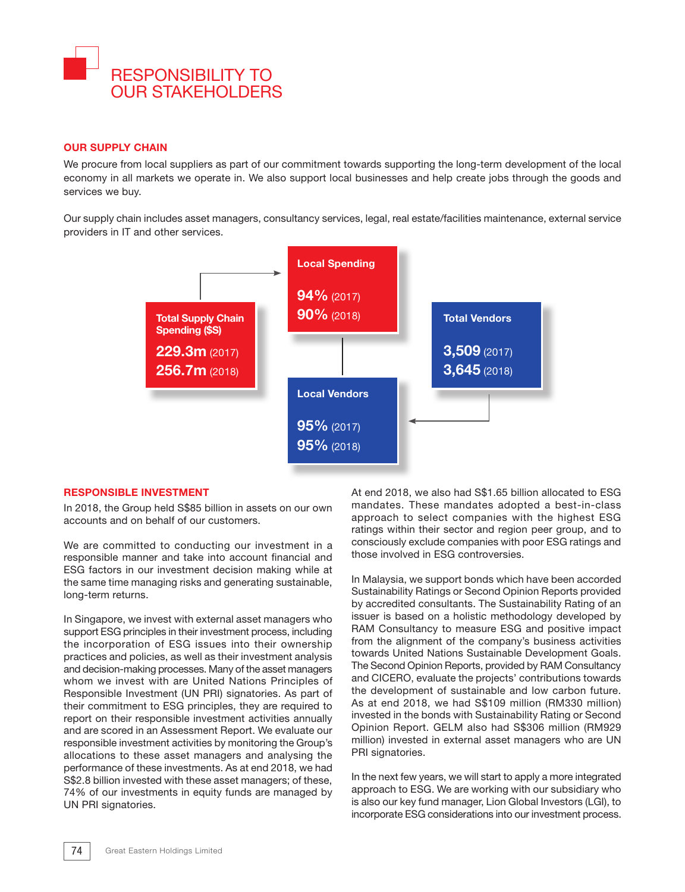# RESPONSIBILITY TO OUR STAKEHOLDERS

## OUR SUPPLY CHAIN

We procure from local suppliers as part of our commitment towards supporting the long-term development of the local economy in all markets we operate in. We also support local businesses and help create jobs through the goods and services we buy.

Our supply chain includes asset managers, consultancy services, legal, real estate/facilities maintenance, external service providers in IT and other services.

**Total Supply Chain Spending (S$)**
**229.3m** (2017)
**256.7m** (2018)

**Local Spending**
**94%** (2017)
**90%** (2018)

**Total Vendors**
**3,509** (2017)
**3,645** (2018)

**Local Vendors**
**95%** (2017)
**95%** (2018)

## RESPONSIBLE INVESTMENT

In 2018, the Group held S$85 billion in assets on our own accounts and on behalf of our customers.

We are committed to conducting our investment in a responsible manner and take into account financial and ESG factors in our investment decision making while at the same time managing risks and generating sustainable, long-term returns.

In Singapore, we invest with external asset managers who support ESG principles in their investment process, including the incorporation of ESG issues into their ownership practices and policies, as well as their investment analysis and decision-making processes. Many of the asset managers whom we invest with are United Nations Principles of Responsible Investment (UN PRI) signatories. As part of their commitment to ESG principles, they are required to report on their responsible investment activities annually and are scored in an Assessment Report. We evaluate our responsible investment activities by monitoring the Group's allocations to these asset managers and analysing the performance of these investments. As at end 2018, we had S$2.8 billion invested with these asset managers; of these, 74% of our investments in equity funds are managed by UN PRI signatories.

At end 2018, we also had S$1.65 billion allocated to ESG mandates. These mandates adopted a best-in-class approach to select companies with the highest ESG ratings within their sector and region peer group, and to consciously exclude companies with poor ESG ratings and those involved in ESG controversies.

In Malaysia, we support bonds which have been accorded Sustainability Ratings or Second Opinion Reports provided by accredited consultants. The Sustainability Rating of an issuer is based on a holistic methodology developed by RAM Consultancy to measure ESG and positive impact from the alignment of the company's business activities towards United Nations Sustainable Development Goals. The Second Opinion Reports, provided by RAM Consultancy and CICERO, evaluate the projects' contributions towards the development of sustainable and low carbon future. As at end 2018, we had S$109 million (RM330 million) invested in the bonds with Sustainability Rating or Second Opinion Report. GELM also had S$306 million (RM929 million) invested in external asset managers who are UN PRI signatories.

In the next few years, we will start to apply a more integrated approach to ESG. We are working with our subsidiary who is also our key fund manager, Lion Global Investors (LGI), to incorporate ESG considerations into our investment process.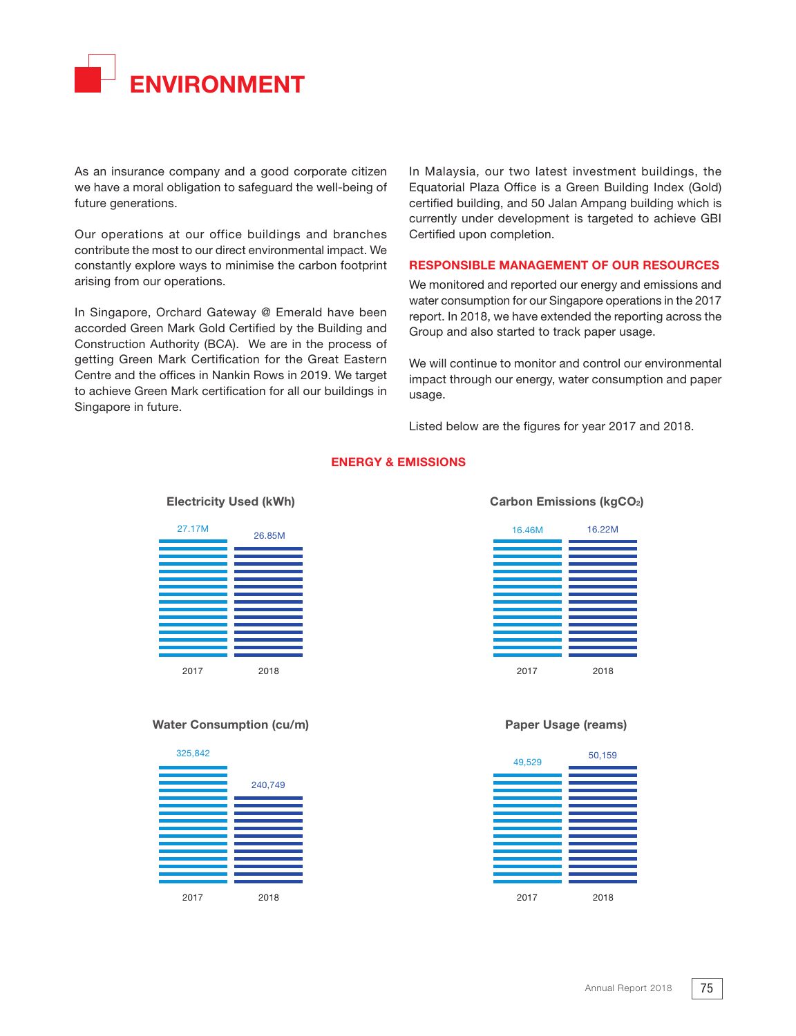# ENVIRONMENT

As an insurance company and a good corporate citizen we have a moral obligation to safeguard the well-being of future generations.

Our operations at our office buildings and branches contribute the most to our direct environmental impact. We constantly explore ways to minimise the carbon footprint arising from our operations.

In Singapore, Orchard Gateway @ Emerald have been accorded Green Mark Gold Certified by the Building and Construction Authority (BCA). We are in the process of getting Green Mark Certification for the Great Eastern Centre and the offices in Nankin Rows in 2019. We target to achieve Green Mark certification for all our buildings in Singapore in future.

In Malaysia, our two latest investment buildings, the Equatorial Plaza Office is a Green Building Index (Gold) certified building, and 50 Jalan Ampang building which is currently under development is targeted to achieve GBI Certified upon completion.

## RESPONSIBLE MANAGEMENT OF OUR RESOURCES

We monitored and reported our energy and emissions and water consumption for our Singapore operations in the 2017 report. In 2018, we have extended the reporting across the Group and also started to track paper usage.

We will continue to monitor and control our environmental impact through our energy, water consumption and paper usage.

Listed below are the figures for year 2017 and 2018.

### ENERGY & EMISSIONS

**Electricity Used (kWh)**

| 2017 | 2018 |
|---|---|
| 27.17M | 26.85M |

**Carbon Emissions (kg$CO_2$)**

| 2017 | 2018 |
|---|---|
| 16.46M | 16.22M |

**Water Consumption (cu/m)**

| 2017 | 2018 |
|---|---|
| 325,842 | 240,749 |

**Paper Usage (reams)**

| 2017 | 2018 |
|---|---|
| 49,529 | 50,159 |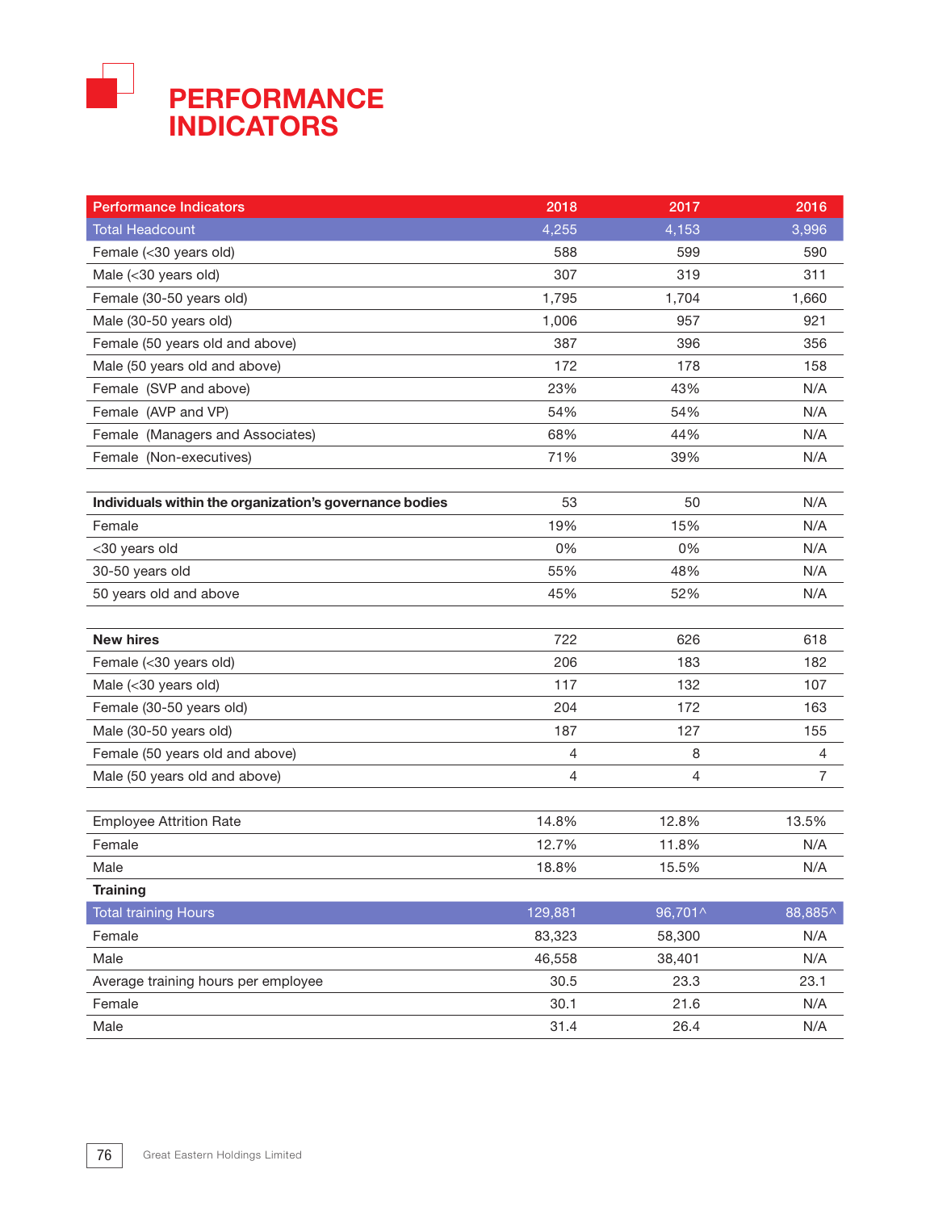# PERFORMANCE INDICATORS

| Performance Indicators | 2018 | 2017 | 2016 |
|---|---|---|---|
| Total Headcount | 4,255 | 4,153 | 3,996 |
| Female (<30 years old) | 588 | 599 | 590 |
| Male (<30 years old) | 307 | 319 | 311 |
| Female (30-50 years old) | 1,795 | 1,704 | 1,660 |
| Male (30-50 years old) | 1,006 | 957 | 921 |
| Female (50 years old and above) | 387 | 396 | 356 |
| Male (50 years old and above) | 172 | 178 | 158 |
| Female (SVP and above) | 23% | 43% | N/A |
| Female (AVP and VP) | 54% | 54% | N/A |
| Female (Managers and Associates) | 68% | 44% | N/A |
| Female (Non-executives) | 71% | 39% | N/A |
| | | | |
| **Individuals within the organization's governance bodies** | 53 | 50 | N/A |
| Female | 19% | 15% | N/A |
| <30 years old | 0% | 0% | N/A |
| 30-50 years old | 55% | 48% | N/A |
| 50 years old and above | 45% | 52% | N/A |
| | | | |
| **New hires** | 722 | 626 | 618 |
| Female (<30 years old) | 206 | 183 | 182 |
| Male (<30 years old) | 117 | 132 | 107 |
| Female (30-50 years old) | 204 | 172 | 163 |
| Male (30-50 years old) | 187 | 127 | 155 |
| Female (50 years old and above) | 4 | 8 | 4 |
| Male (50 years old and above) | 4 | 4 | 7 |
| | | | |
| Employee Attrition Rate | 14.8% | 12.8% | 13.5% |
| Female | 12.7% | 11.8% | N/A |
| Male | 18.8% | 15.5% | N/A |
| **Training** | | | |
| Total training Hours | 129,881 | 96,701^ | 88,885^ |
| Female | 83,323 | 58,300 | N/A |
| Male | 46,558 | 38,401 | N/A |
| Average training hours per employee | 30.5 | 23.3 | 23.1 |
| Female | 30.1 | 21.6 | N/A |
| Male | 31.4 | 26.4 | N/A |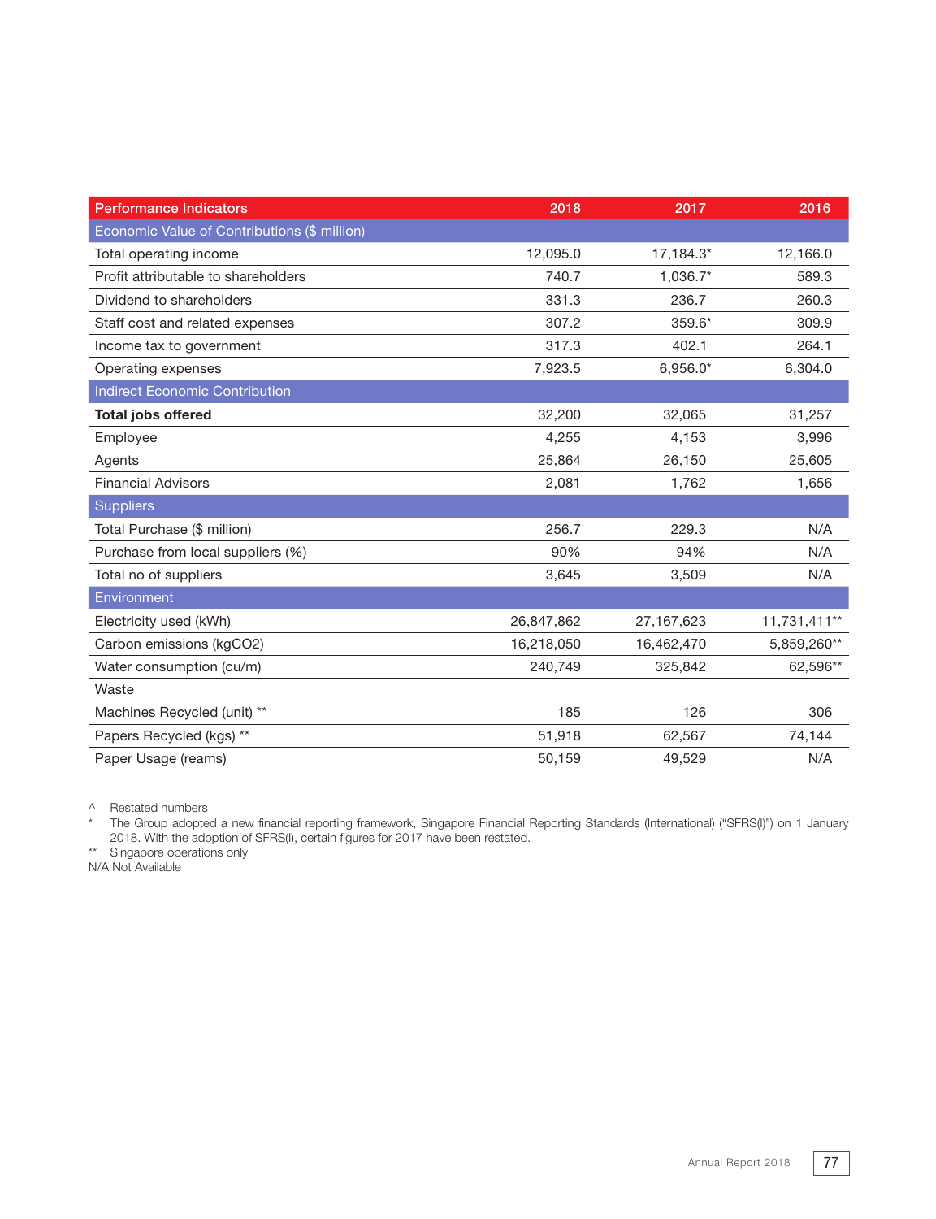| Performance Indicators | 2018 | 2017 | 2016 |
|---|---|---|---|
| Economic Value of Contributions ($ million) | | | |
| Total operating income | 12,095.0 | 17,184.3* | 12,166.0 |
| Profit attributable to shareholders | 740.7 | 1,036.7* | 589.3 |
| Dividend to shareholders | 331.3 | 236.7 | 260.3 |
| Staff cost and related expenses | 307.2 | 359.6* | 309.9 |
| Income tax to government | 317.3 | 402.1 | 264.1 |
| Operating expenses | 7,923.5 | 6,956.0* | 6,304.0 |
| Indirect Economic Contribution | | | |
| **Total jobs offered** | 32,200 | 32,065 | 31,257 |
| Employee | 4,255 | 4,153 | 3,996 |
| Agents | 25,864 | 26,150 | 25,605 |
| Financial Advisors | 2,081 | 1,762 | 1,656 |
| Suppliers | | | |
| Total Purchase ($ million) | 256.7 | 229.3 | N/A |
| Purchase from local suppliers (%) | 90% | 94% | N/A |
| Total no of suppliers | 3,645 | 3,509 | N/A |
| Environment | | | |
| Electricity used (kWh) | 26,847,862 | 27,167,623 | 11,731,411** |
| Carbon emissions (kgCO2) | 16,218,050 | 16,462,470 | 5,859,260** |
| Water consumption (cu/m) | 240,749 | 325,842 | 62,596** |
| Waste | | | |
| Machines Recycled (unit) ** | 185 | 126 | 306 |
| Papers Recycled (kgs) ** | 51,918 | 62,567 | 74,144 |
| Paper Usage (reams) | 50,159 | 49,529 | N/A |

^ Restated numbers

\* The Group adopted a new financial reporting framework, Singapore Financial Reporting Standards (International) ("SFRS(I)") on 1 January 2018. With the adoption of SFRS(I), certain figures for 2017 have been restated.

** Singapore operations only

N/A Not Available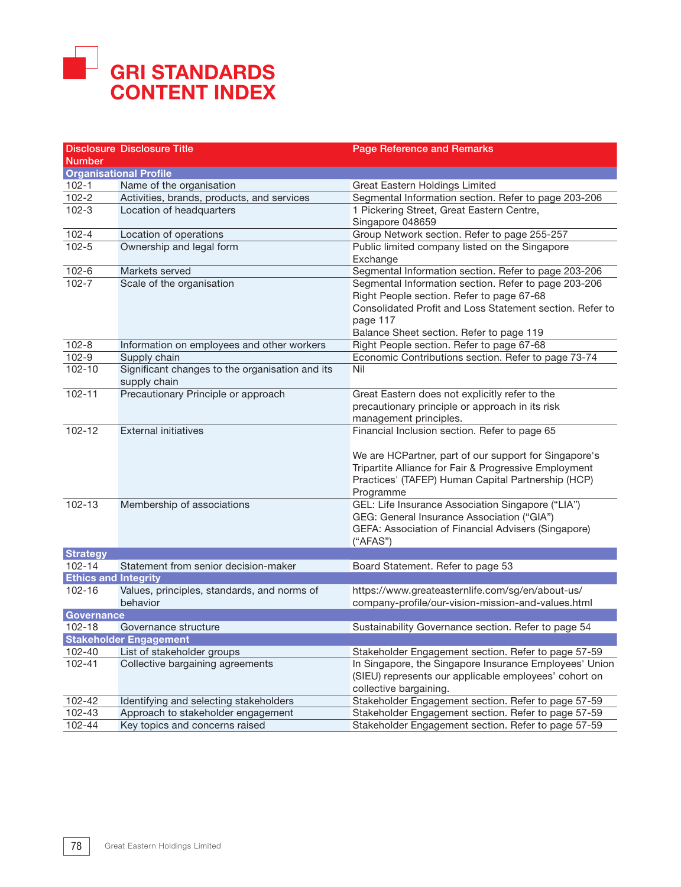# GRI STANDARDS CONTENT INDEX

| Disclosure Number | Disclosure Title | Page Reference and Remarks |
|---|---|---|
| **Organisational Profile** | | |
| 102-1 | Name of the organisation | Great Eastern Holdings Limited |
| 102-2 | Activities, brands, products, and services | Segmental Information section. Refer to page 203-206 |
| 102-3 | Location of headquarters | 1 Pickering Street, Great Eastern Centre, Singapore 048659 |
| 102-4 | Location of operations | Group Network section. Refer to page 255-257 |
| 102-5 | Ownership and legal form | Public limited company listed on the Singapore Exchange |
| 102-6 | Markets served | Segmental Information section. Refer to page 203-206 |
| 102-7 | Scale of the organisation | Segmental Information section. Refer to page 203-206<br>Right People section. Refer to page 67-68<br>Consolidated Profit and Loss Statement section. Refer to page 117<br>Balance Sheet section. Refer to page 119 |
| 102-8 | Information on employees and other workers | Right People section. Refer to page 67-68 |
| 102-9 | Supply chain | Economic Contributions section. Refer to page 73-74 |
| 102-10 | Significant changes to the organisation and its supply chain | Nil |
| 102-11 | Precautionary Principle or approach | Great Eastern does not explicitly refer to the precautionary principle or approach in its risk management principles. |
| 102-12 | External initiatives | Financial Inclusion section. Refer to page 65<br><br>We are HCPartner, part of our support for Singapore's Tripartite Alliance for Fair & Progressive Employment Practices' (TAFEP) Human Capital Partnership (HCP) Programme |
| 102-13 | Membership of associations | GEL: Life Insurance Association Singapore ("LIA")<br>GEG: General Insurance Association ("GIA")<br>GEFA: Association of Financial Advisers (Singapore) ("AFAS") |
| **Strategy** | | |
| 102-14 | Statement from senior decision-maker | Board Statement. Refer to page 53 |
| **Ethics and Integrity** | | |
| 102-16 | Values, principles, standards, and norms of behavior | https://www.greateasternlife.com/sg/en/about-us/company-profile/our-vision-mission-and-values.html |
| **Governance** | | |
| 102-18 | Governance structure | Sustainability Governance section. Refer to page 54 |
| **Stakeholder Engagement** | | |
| 102-40 | List of stakeholder groups | Stakeholder Engagement section. Refer to page 57-59 |
| 102-41 | Collective bargaining agreements | In Singapore, the Singapore Insurance Employees' Union (SIEU) represents our applicable employees' cohort on collective bargaining. |
| 102-42 | Identifying and selecting stakeholders | Stakeholder Engagement section. Refer to page 57-59 |
| 102-43 | Approach to stakeholder engagement | Stakeholder Engagement section. Refer to page 57-59 |
| 102-44 | Key topics and concerns raised | Stakeholder Engagement section. Refer to page 57-59 |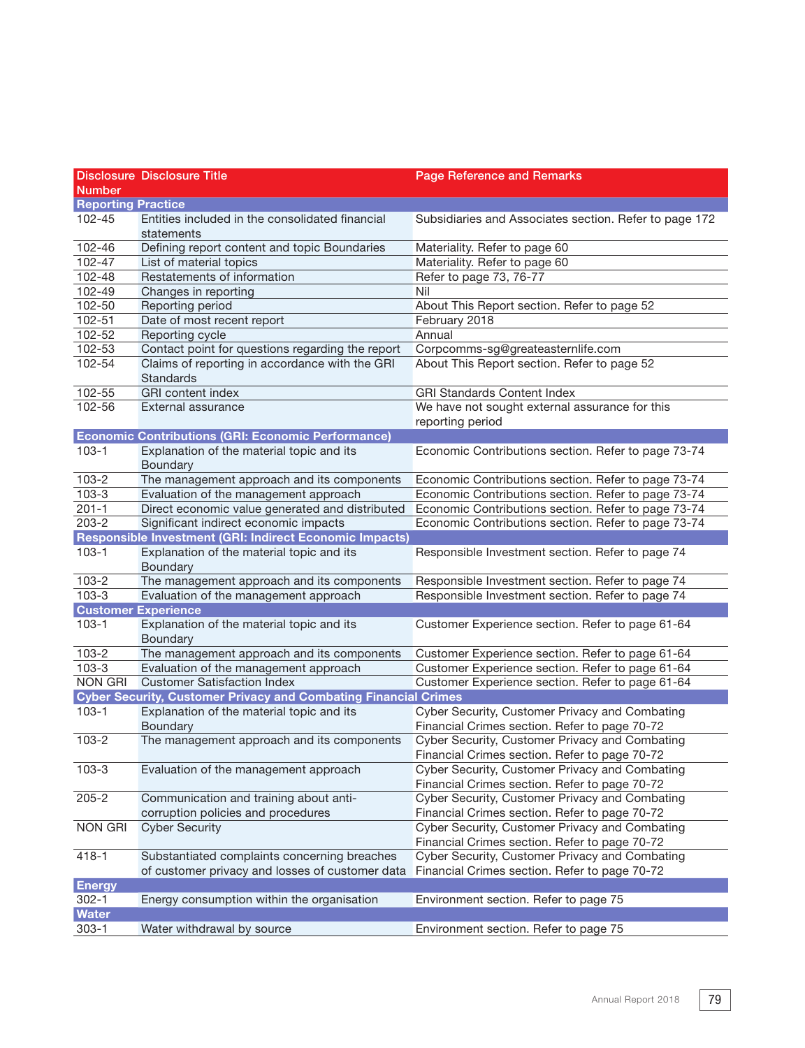| Disclosure Number | Disclosure Title | Page Reference and Remarks |
|---|---|---|
| **Reporting Practice** | | |
| 102-45 | Entities included in the consolidated financial statements | Subsidiaries and Associates section. Refer to page 172 |
| 102-46 | Defining report content and topic Boundaries | Materiality. Refer to page 60 |
| 102-47 | List of material topics | Materiality. Refer to page 60 |
| 102-48 | Restatements of information | Refer to page 73, 76-77 |
| 102-49 | Changes in reporting | Nil |
| 102-50 | Reporting period | About This Report section. Refer to page 52 |
| 102-51 | Date of most recent report | February 2018 |
| 102-52 | Reporting cycle | Annual |
| 102-53 | Contact point for questions regarding the report | Corpcomms-sg@greateasternlife.com |
| 102-54 | Claims of reporting in accordance with the GRI Standards | About This Report section. Refer to page 52 |
| 102-55 | GRI content index | GRI Standards Content Index |
| 102-56 | External assurance | We have not sought external assurance for this reporting period |
| **Economic Contributions (GRI: Economic Performance)** | | |
| 103-1 | Explanation of the material topic and its Boundary | Economic Contributions section. Refer to page 73-74 |
| 103-2 | The management approach and its components | Economic Contributions section. Refer to page 73-74 |
| 103-3 | Evaluation of the management approach | Economic Contributions section. Refer to page 73-74 |
| 201-1 | Direct economic value generated and distributed | Economic Contributions section. Refer to page 73-74 |
| 203-2 | Significant indirect economic impacts | Economic Contributions section. Refer to page 73-74 |
| **Responsible Investment (GRI: Indirect Economic Impacts)** | | |
| 103-1 | Explanation of the material topic and its Boundary | Responsible Investment section. Refer to page 74 |
| 103-2 | The management approach and its components | Responsible Investment section. Refer to page 74 |
| 103-3 | Evaluation of the management approach | Responsible Investment section. Refer to page 74 |
| **Customer Experience** | | |
| 103-1 | Explanation of the material topic and its Boundary | Customer Experience section. Refer to page 61-64 |
| 103-2 | The management approach and its components | Customer Experience section. Refer to page 61-64 |
| 103-3 | Evaluation of the management approach | Customer Experience section. Refer to page 61-64 |
| NON GRI | Customer Satisfaction Index | Customer Experience section. Refer to page 61-64 |
| **Cyber Security, Customer Privacy and Combating Financial Crimes** | | |
| 103-1 | Explanation of the material topic and its Boundary | Cyber Security, Customer Privacy and Combating Financial Crimes section. Refer to page 70-72 |
| 103-2 | The management approach and its components | Cyber Security, Customer Privacy and Combating Financial Crimes section. Refer to page 70-72 |
| 103-3 | Evaluation of the management approach | Cyber Security, Customer Privacy and Combating Financial Crimes section. Refer to page 70-72 |
| 205-2 | Communication and training about anti-corruption policies and procedures | Cyber Security, Customer Privacy and Combating Financial Crimes section. Refer to page 70-72 |
| NON GRI | Cyber Security | Cyber Security, Customer Privacy and Combating Financial Crimes section. Refer to page 70-72 |
| 418-1 | Substantiated complaints concerning breaches of customer privacy and losses of customer data | Cyber Security, Customer Privacy and Combating Financial Crimes section. Refer to page 70-72 |
| **Energy** | | |
| 302-1 | Energy consumption within the organisation | Environment section. Refer to page 75 |
| **Water** | | |
| 303-1 | Water withdrawal by source | Environment section. Refer to page 75 |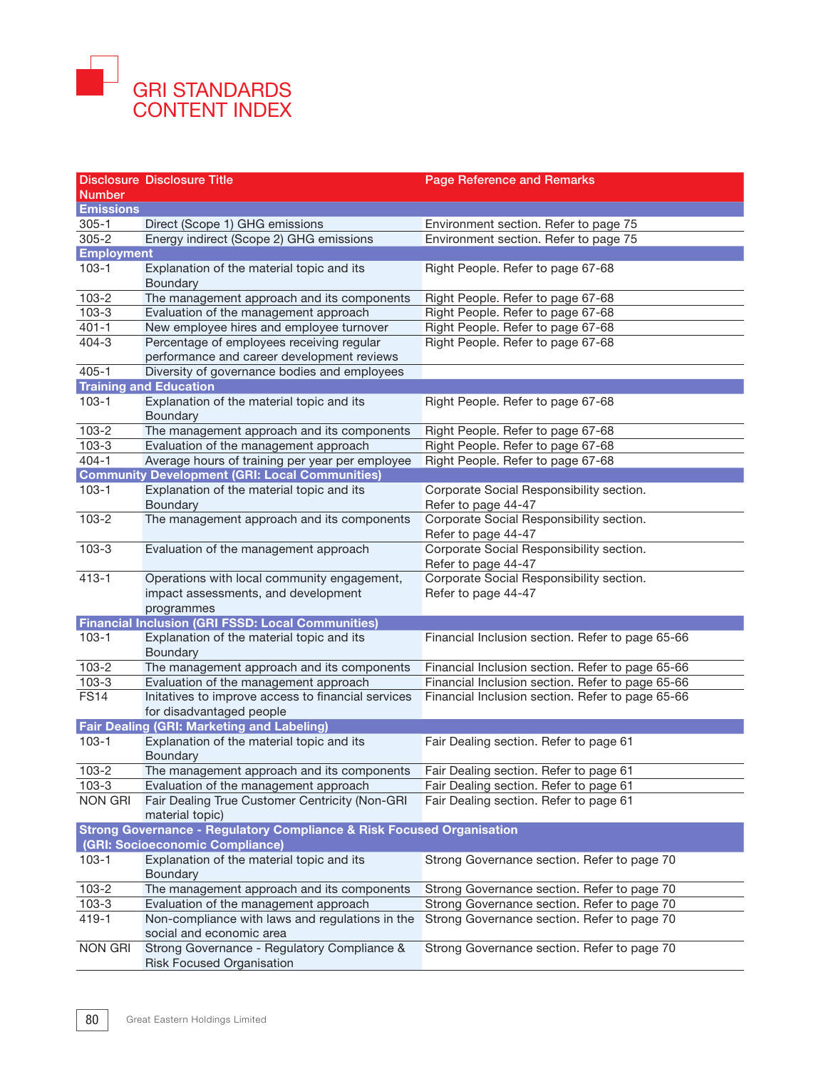# GRI STANDARDS CONTENT INDEX

| Disclosure Number | Disclosure Title | Page Reference and Remarks |
|---|---|---|
| **Emissions** | | |
| 305-1 | Direct (Scope 1) GHG emissions | Environment section. Refer to page 75 |
| 305-2 | Energy indirect (Scope 2) GHG emissions | Environment section. Refer to page 75 |
| **Employment** | | |
| 103-1 | Explanation of the material topic and its Boundary | Right People. Refer to page 67-68 |
| 103-2 | The management approach and its components | Right People. Refer to page 67-68 |
| 103-3 | Evaluation of the management approach | Right People. Refer to page 67-68 |
| 401-1 | New employee hires and employee turnover | Right People. Refer to page 67-68 |
| 404-3 | Percentage of employees receiving regular performance and career development reviews | Right People. Refer to page 67-68 |
| 405-1 | Diversity of governance bodies and employees | |
| **Training and Education** | | |
| 103-1 | Explanation of the material topic and its Boundary | Right People. Refer to page 67-68 |
| 103-2 | The management approach and its components | Right People. Refer to page 67-68 |
| 103-3 | Evaluation of the management approach | Right People. Refer to page 67-68 |
| 404-1 | Average hours of training per year per employee | Right People. Refer to page 67-68 |
| **Community Development (GRI: Local Communities)** | | |
| 103-1 | Explanation of the material topic and its Boundary | Corporate Social Responsibility section. Refer to page 44-47 |
| 103-2 | The management approach and its components | Corporate Social Responsibility section. Refer to page 44-47 |
| 103-3 | Evaluation of the management approach | Corporate Social Responsibility section. Refer to page 44-47 |
| 413-1 | Operations with local community engagement, impact assessments, and development programmes | Corporate Social Responsibility section. Refer to page 44-47 |
| **Financial Inclusion (GRI FSSD: Local Communities)** | | |
| 103-1 | Explanation of the material topic and its Boundary | Financial Inclusion section. Refer to page 65-66 |
| 103-2 | The management approach and its components | Financial Inclusion section. Refer to page 65-66 |
| 103-3 | Evaluation of the management approach | Financial Inclusion section. Refer to page 65-66 |
| FS14 | Initatives to improve access to financial services for disadvantaged people | Financial Inclusion section. Refer to page 65-66 |
| **Fair Dealing (GRI: Marketing and Labeling)** | | |
| 103-1 | Explanation of the material topic and its Boundary | Fair Dealing section. Refer to page 61 |
| 103-2 | The management approach and its components | Fair Dealing section. Refer to page 61 |
| 103-3 | Evaluation of the management approach | Fair Dealing section. Refer to page 61 |
| NON GRI | Fair Dealing True Customer Centricity (Non-GRI material topic) | Fair Dealing section. Refer to page 61 |
| **Strong Governance - Regulatory Compliance & Risk Focused Organisation (GRI: Socioeconomic Compliance)** | | |
| 103-1 | Explanation of the material topic and its Boundary | Strong Governance section. Refer to page 70 |
| 103-2 | The management approach and its components | Strong Governance section. Refer to page 70 |
| 103-3 | Evaluation of the management approach | Strong Governance section. Refer to page 70 |
| 419-1 | Non-compliance with laws and regulations in the social and economic area | Strong Governance section. Refer to page 70 |
| NON GRI | Strong Governance - Regulatory Compliance & Risk Focused Organisation | Strong Governance section. Refer to page 70 |